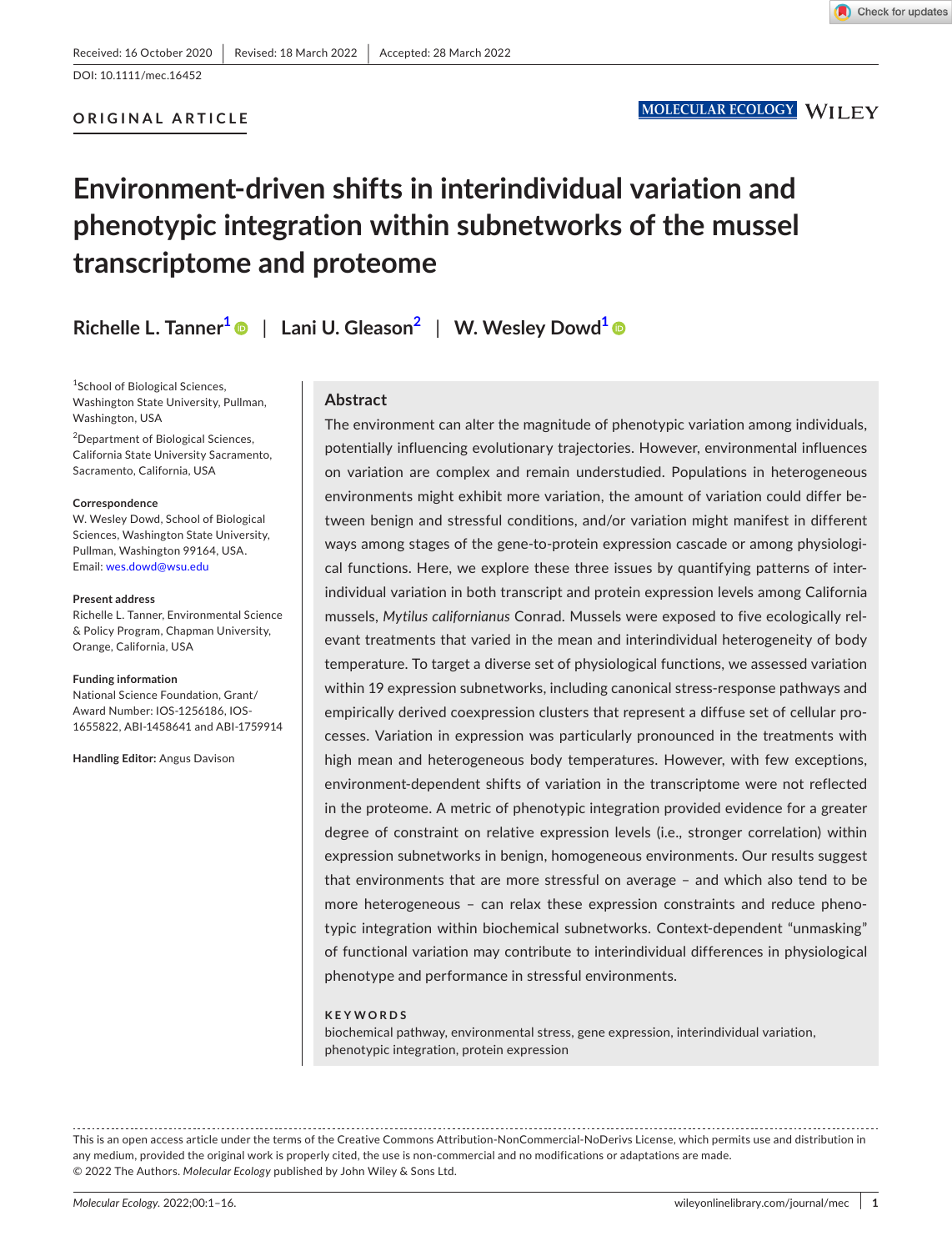Received: 16 October 2020 | Revised: 18 March 2022 | Accepted: 28 March 2022

DOI: 10.1111/mec.16452

**ORIGINAL ARTICLE**

# Environment-driven shifts in interindividual variation and phenotypic integration within subnetworks of the mussel transcriptome and proteome

**Richelle L. Tanner[1]** | **Lani U. Gleason[2]** | **W. Wesley Dowd[1]**

[1]School of Biological Sciences, Washington State University, Pullman, Washington, USA

[2]Department of Biological Sciences, California State University Sacramento, Sacramento, California, USA

**Correspondence**
W. Wesley Dowd, School of Biological Sciences, Washington State University, Pullman, Washington 99164, USA.
Email: wes.dowd@wsu.edu

**Present address**
Richelle L. Tanner, Environmental Science & Policy Program, Chapman University, Orange, California, USA

**Funding information**
National Science Foundation, Grant/Award Number: IOS-1256186, IOS-1655822, ABI-1458641 and ABI-1759914

**Handling Editor:** Angus Davison

## Abstract

The environment can alter the magnitude of phenotypic variation among individuals, potentially influencing evolutionary trajectories. However, environmental influences on variation are complex and remain understudied. Populations in heterogeneous environments might exhibit more variation, the amount of variation could differ between benign and stressful conditions, and/or variation might manifest in different ways among stages of the gene-to-protein expression cascade or among physiological functions. Here, we explore these three issues by quantifying patterns of interindividual variation in both transcript and protein expression levels among California mussels, *Mytilus californianus* Conrad. Mussels were exposed to five ecologically relevant treatments that varied in the mean and interindividual heterogeneity of body temperature. To target a diverse set of physiological functions, we assessed variation within 19 expression subnetworks, including canonical stress-response pathways and empirically derived coexpression clusters that represent a diffuse set of cellular processes. Variation in expression was particularly pronounced in the treatments with high mean and heterogeneous body temperatures. However, with few exceptions, environment-dependent shifts of variation in the transcriptome were not reflected in the proteome. A metric of phenotypic integration provided evidence for a greater degree of constraint on relative expression levels (i.e., stronger correlation) within expression subnetworks in benign, homogeneous environments. Our results suggest that environments that are more stressful on average – and which also tend to be more heterogeneous – can relax these expression constraints and reduce phenotypic integration within biochemical subnetworks. Context-dependent "unmasking" of functional variation may contribute to interindividual differences in physiological phenotype and performance in stressful environments.

**KEYWORDS**

biochemical pathway, environmental stress, gene expression, interindividual variation, phenotypic integration, protein expression

This is an open access article under the terms of the Creative Commons Attribution-NonCommercial-NoDerivs License, which permits use and distribution in any medium, provided the original work is properly cited, the use is non-commercial and no modifications or adaptations are made.
© 2022 The Authors. *Molecular Ecology* published by John Wiley & Sons Ltd.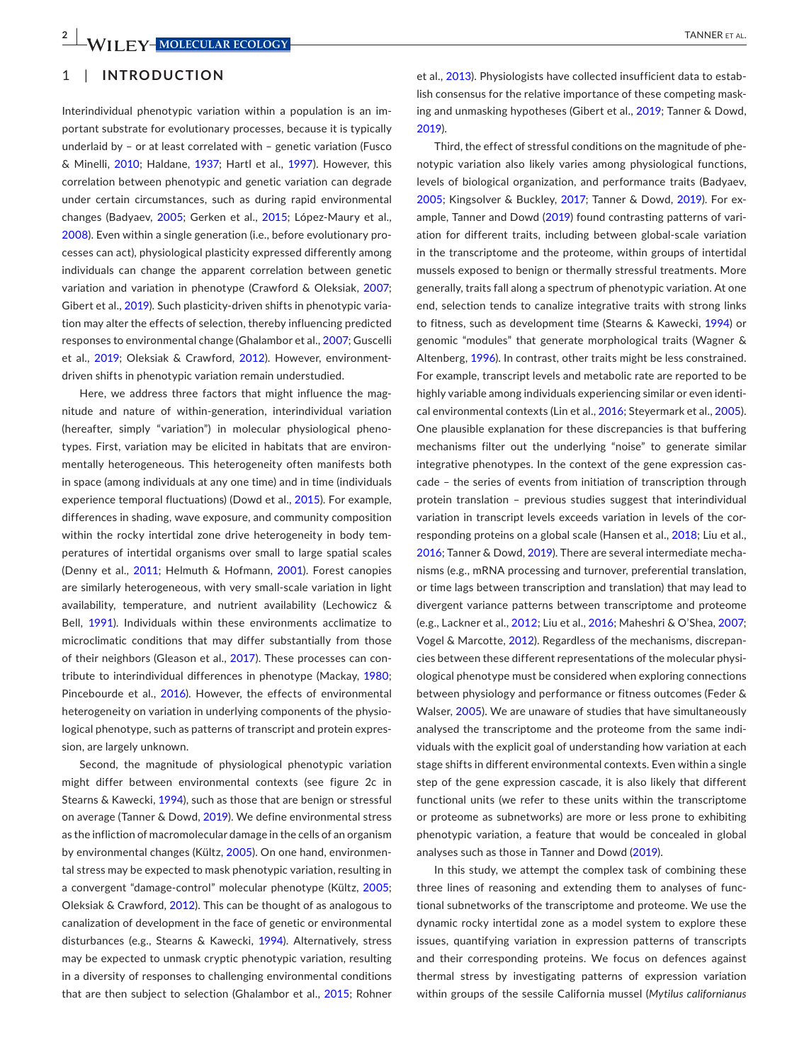## 1 | INTRODUCTION

Interindividual phenotypic variation within a population is an important substrate for evolutionary processes, because it is typically underlaid by – or at least correlated with – genetic variation (Fusco & Minelli, 2010; Haldane, 1937; Hartl et al., 1997). However, this correlation between phenotypic and genetic variation can degrade under certain circumstances, such as during rapid environmental changes (Badyaev, 2005; Gerken et al., 2015; López-Maury et al., 2008). Even within a single generation (i.e., before evolutionary processes can act), physiological plasticity expressed differently among individuals can change the apparent correlation between genetic variation and variation in phenotype (Crawford & Oleksiak, 2007; Gibert et al., 2019). Such plasticity-driven shifts in phenotypic variation may alter the effects of selection, thereby influencing predicted responses to environmental change (Ghalambor et al., 2007; Guscelli et al., 2019; Oleksiak & Crawford, 2012). However, environment-driven shifts in phenotypic variation remain understudied.

Here, we address three factors that might influence the magnitude and nature of within-generation, interindividual variation (hereafter, simply "variation") in molecular physiological phenotypes. First, variation may be elicited in habitats that are environmentally heterogeneous. This heterogeneity often manifests both in space (among individuals at any one time) and in time (individuals experience temporal fluctuations) (Dowd et al., 2015). For example, differences in shading, wave exposure, and community composition within the rocky intertidal zone drive heterogeneity in body temperatures of intertidal organisms over small to large spatial scales (Denny et al., 2011; Helmuth & Hofmann, 2001). Forest canopies are similarly heterogeneous, with very small-scale variation in light availability, temperature, and nutrient availability (Lechowicz & Bell, 1991). Individuals within these environments acclimatize to microclimatic conditions that may differ substantially from those of their neighbors (Gleason et al., 2017). These processes can contribute to interindividual differences in phenotype (Mackay, 1980; Pincebourde et al., 2016). However, the effects of environmental heterogeneity on variation in underlying components of the physiological phenotype, such as patterns of transcript and protein expression, are largely unknown.

Second, the magnitude of physiological phenotypic variation might differ between environmental contexts (see figure 2c in Stearns & Kawecki, 1994), such as those that are benign or stressful on average (Tanner & Dowd, 2019). We define environmental stress as the infliction of macromolecular damage in the cells of an organism by environmental changes (Kültz, 2005). On one hand, environmental stress may be expected to mask phenotypic variation, resulting in a convergent "damage-control" molecular phenotype (Kültz, 2005; Oleksiak & Crawford, 2012). This can be thought of as analogous to canalization of development in the face of genetic or environmental disturbances (e.g., Stearns & Kawecki, 1994). Alternatively, stress may be expected to unmask cryptic phenotypic variation, resulting in a diversity of responses to challenging environmental conditions that are then subject to selection (Ghalambor et al., 2015; Rohner et al., 2013). Physiologists have collected insufficient data to establish consensus for the relative importance of these competing masking and unmasking hypotheses (Gibert et al., 2019; Tanner & Dowd, 2019).

Third, the effect of stressful conditions on the magnitude of phenotypic variation also likely varies among physiological functions, levels of biological organization, and performance traits (Badyaev, 2005; Kingsolver & Buckley, 2017; Tanner & Dowd, 2019). For example, Tanner and Dowd (2019) found contrasting patterns of variation for different traits, including between global-scale variation in the transcriptome and the proteome, within groups of intertidal mussels exposed to benign or thermally stressful treatments. More generally, traits fall along a spectrum of phenotypic variation. At one end, selection tends to canalize integrative traits with strong links to fitness, such as development time (Stearns & Kawecki, 1994) or genomic "modules" that generate morphological traits (Wagner & Altenberg, 1996). In contrast, other traits might be less constrained. For example, transcript levels and metabolic rate are reported to be highly variable among individuals experiencing similar or even identical environmental contexts (Lin et al., 2016; Steyermark et al., 2005). One plausible explanation for these discrepancies is that buffering mechanisms filter out the underlying "noise" to generate similar integrative phenotypes. In the context of the gene expression cascade – the series of events from initiation of transcription through protein translation – previous studies suggest that interindividual variation in transcript levels exceeds variation in levels of the corresponding proteins on a global scale (Hansen et al., 2018; Liu et al., 2016; Tanner & Dowd, 2019). There are several intermediate mechanisms (e.g., mRNA processing and turnover, preferential translation, or time lags between transcription and translation) that may lead to divergent variance patterns between transcriptome and proteome (e.g., Lackner et al., 2012; Liu et al., 2016; Maheshri & O'Shea, 2007; Vogel & Marcotte, 2012). Regardless of the mechanisms, discrepancies between these different representations of the molecular physiological phenotype must be considered when exploring connections between physiology and performance or fitness outcomes (Feder & Walser, 2005). We are unaware of studies that have simultaneously analysed the transcriptome and the proteome from the same individuals with the explicit goal of understanding how variation at each stage shifts in different environmental contexts. Even within a single step of the gene expression cascade, it is also likely that different functional units (we refer to these units within the transcriptome or proteome as subnetworks) are more or less prone to exhibiting phenotypic variation, a feature that would be concealed in global analyses such as those in Tanner and Dowd (2019).

In this study, we attempt the complex task of combining these three lines of reasoning and extending them to analyses of functional subnetworks of the transcriptome and proteome. We use the dynamic rocky intertidal zone as a model system to explore these issues, quantifying variation in expression patterns of transcripts and their corresponding proteins. We focus on defences against thermal stress by investigating patterns of expression variation within groups of the sessile California mussel (*Mytilus californianus*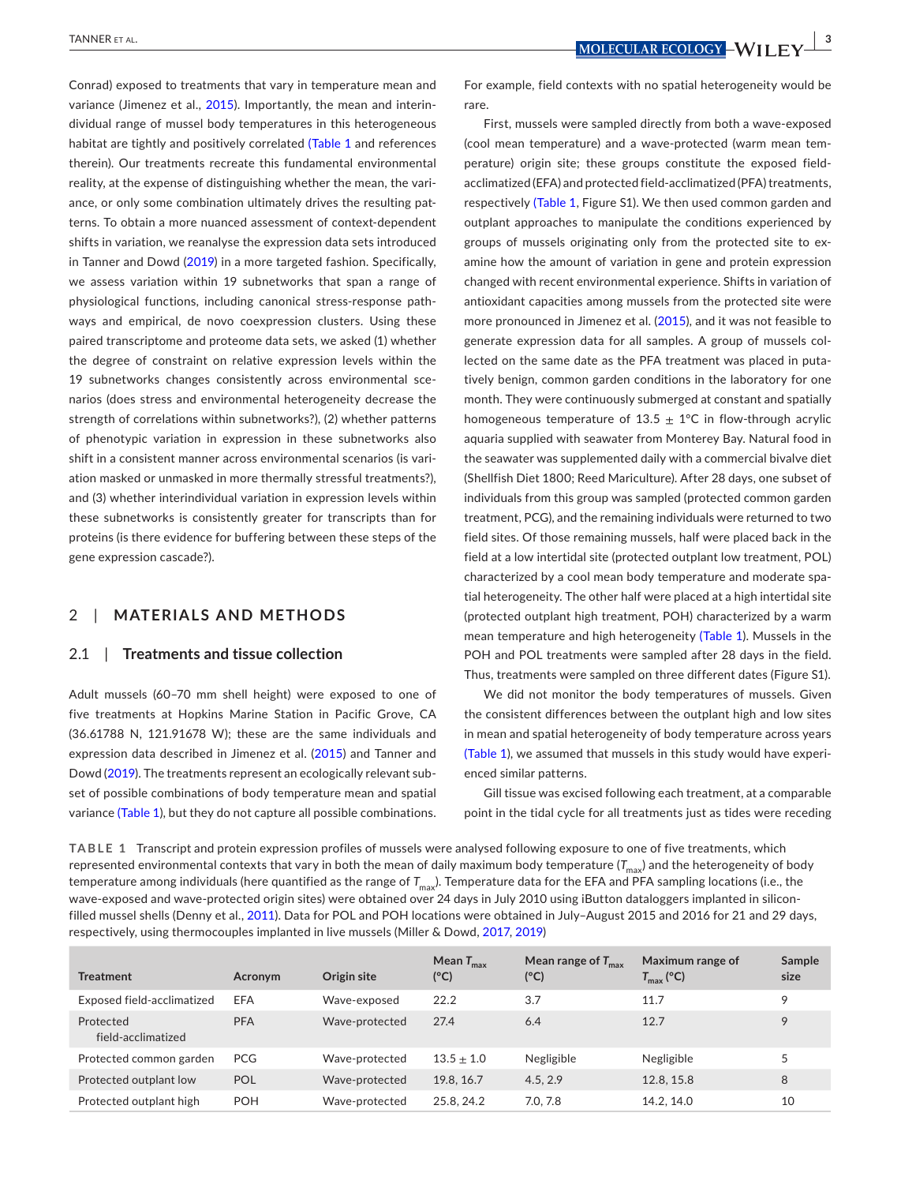Conrad) exposed to treatments that vary in temperature mean and variance (Jimenez et al., 2015). Importantly, the mean and interindividual range of mussel body temperatures in this heterogeneous habitat are tightly and positively correlated (Table 1 and references therein). Our treatments recreate this fundamental environmental reality, at the expense of distinguishing whether the mean, the variance, or only some combination ultimately drives the resulting patterns. To obtain a more nuanced assessment of context-dependent shifts in variation, we reanalyse the expression data sets introduced in Tanner and Dowd (2019) in a more targeted fashion. Specifically, we assess variation within 19 subnetworks that span a range of physiological functions, including canonical stress-response pathways and empirical, de novo coexpression clusters. Using these paired transcriptome and proteome data sets, we asked (1) whether the degree of constraint on relative expression levels within the 19 subnetworks changes consistently across environmental scenarios (does stress and environmental heterogeneity decrease the strength of correlations within subnetworks?), (2) whether patterns of phenotypic variation in expression in these subnetworks also shift in a consistent manner across environmental scenarios (is variation masked or unmasked in more thermally stressful treatments?), and (3) whether interindividual variation in expression levels within these subnetworks is consistently greater for transcripts than for proteins (is there evidence for buffering between these steps of the gene expression cascade?).

## 2 | MATERIALS AND METHODS

### 2.1 | Treatments and tissue collection

Adult mussels (60–70 mm shell height) were exposed to one of five treatments at Hopkins Marine Station in Pacific Grove, CA (36.61788 N, 121.91678 W); these are the same individuals and expression data described in Jimenez et al. (2015) and Tanner and Dowd (2019). The treatments represent an ecologically relevant subset of possible combinations of body temperature mean and spatial variance (Table 1), but they do not capture all possible combinations. For example, field contexts with no spatial heterogeneity would be rare.

First, mussels were sampled directly from both a wave-exposed (cool mean temperature) and a wave-protected (warm mean temperature) origin site; these groups constitute the exposed field-acclimatized (EFA) and protected field-acclimatized (PFA) treatments, respectively (Table 1, Figure S1). We then used common garden and outplant approaches to manipulate the conditions experienced by groups of mussels originating only from the protected site to examine how the amount of variation in gene and protein expression changed with recent environmental experience. Shifts in variation of antioxidant capacities among mussels from the protected site were more pronounced in Jimenez et al. (2015), and it was not feasible to generate expression data for all samples. A group of mussels collected on the same date as the PFA treatment was placed in putatively benign, common garden conditions in the laboratory for one month. They were continuously submerged at constant and spatially homogeneous temperature of 13.5 ± 1°C in flow-through acrylic aquaria supplied with seawater from Monterey Bay. Natural food in the seawater was supplemented daily with a commercial bivalve diet (Shellfish Diet 1800; Reed Mariculture). After 28 days, one subset of individuals from this group was sampled (protected common garden treatment, PCG), and the remaining individuals were returned to two field sites. Of those remaining mussels, half were placed back in the field at a low intertidal site (protected outplant low treatment, POL) characterized by a cool mean body temperature and moderate spatial heterogeneity. The other half were placed at a high intertidal site (protected outplant high treatment, POH) characterized by a warm mean temperature and high heterogeneity (Table 1). Mussels in the POH and POL treatments were sampled after 28 days in the field. Thus, treatments were sampled on three different dates (Figure S1).

We did not monitor the body temperatures of mussels. Given the consistent differences between the outplant high and low sites in mean and spatial heterogeneity of body temperature across years (Table 1), we assumed that mussels in this study would have experienced similar patterns.

Gill tissue was excised following each treatment, at a comparable point in the tidal cycle for all treatments just as tides were receding

**TABLE 1** Transcript and protein expression profiles of mussels were analysed following exposure to one of five treatments, which represented environmental contexts that vary in both the mean of daily maximum body temperature ($T_{max}$) and the heterogeneity of body temperature among individuals (here quantified as the range of $T_{max}$). Temperature data for the EFA and PFA sampling locations (i.e., the wave-exposed and wave-protected origin sites) were obtained over 24 days in July 2010 using iButton dataloggers implanted in silicon-filled mussel shells (Denny et al., 2011). Data for POL and POH locations were obtained in July–August 2015 and 2016 for 21 and 29 days, respectively, using thermocouples implanted in live mussels (Miller & Dowd, 2017, 2019)

| Treatment | Acronym | Origin site | Mean $T_{max}$ (°C) | Mean range of $T_{max}$ (°C) | Maximum range of $T_{max}$ (°C) | Sample size |
|---|---|---|---|---|---|---|
| Exposed field-acclimatized | EFA | Wave-exposed | 22.2 | 3.7 | 11.7 | 9 |
| Protected field-acclimatized | PFA | Wave-protected | 27.4 | 6.4 | 12.7 | 9 |
| Protected common garden | PCG | Wave-protected | 13.5 ± 1.0 | Negligible | Negligible | 5 |
| Protected outplant low | POL | Wave-protected | 19.8, 16.7 | 4.5, 2.9 | 12.8, 15.8 | 8 |
| Protected outplant high | POH | Wave-protected | 25.8, 24.2 | 7.0, 7.8 | 14.2, 14.0 | 10 |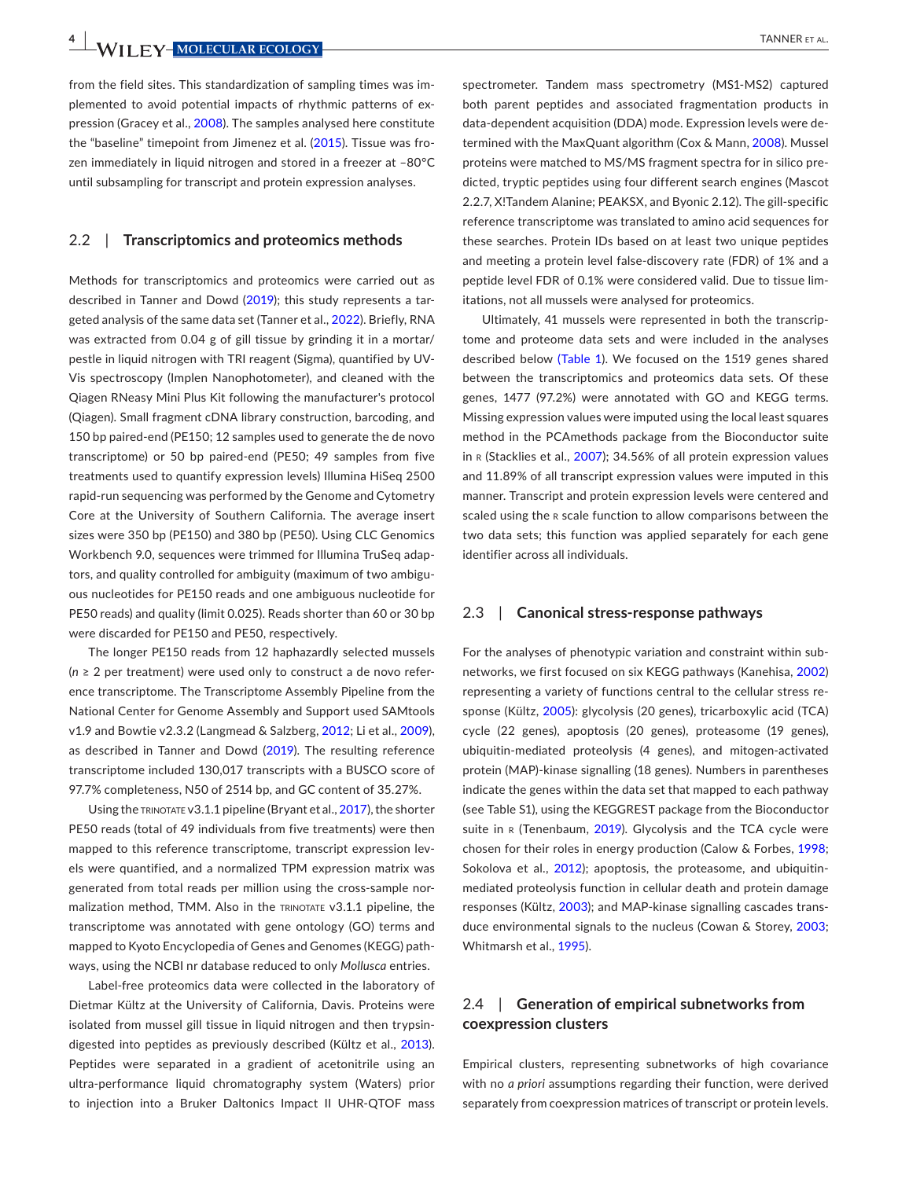from the field sites. This standardization of sampling times was implemented to avoid potential impacts of rhythmic patterns of expression (Gracey et al., 2008). The samples analysed here constitute the "baseline" timepoint from Jimenez et al. (2015). Tissue was frozen immediately in liquid nitrogen and stored in a freezer at −80°C until subsampling for transcript and protein expression analyses.

## 2.2 | Transcriptomics and proteomics methods

Methods for transcriptomics and proteomics were carried out as described in Tanner and Dowd (2019); this study represents a targeted analysis of the same data set (Tanner et al., 2022). Briefly, RNA was extracted from 0.04 g of gill tissue by grinding it in a mortar/pestle in liquid nitrogen with TRI reagent (Sigma), quantified by UV-Vis spectroscopy (Implen Nanophotometer), and cleaned with the Qiagen RNeasy Mini Plus Kit following the manufacturer's protocol (Qiagen). Small fragment cDNA library construction, barcoding, and 150 bp paired-end (PE150; 12 samples used to generate the de novo transcriptome) or 50 bp paired-end (PE50; 49 samples from five treatments used to quantify expression levels) Illumina HiSeq 2500 rapid-run sequencing was performed by the Genome and Cytometry Core at the University of Southern California. The average insert sizes were 350 bp (PE150) and 380 bp (PE50). Using CLC Genomics Workbench 9.0, sequences were trimmed for Illumina TruSeq adaptors, and quality controlled for ambiguity (maximum of two ambiguous nucleotides for PE150 reads and one ambiguous nucleotide for PE50 reads) and quality (limit 0.025). Reads shorter than 60 or 30 bp were discarded for PE150 and PE50, respectively.

The longer PE150 reads from 12 haphazardly selected mussels ($n \geq 2$ per treatment) were used only to construct a de novo reference transcriptome. The Transcriptome Assembly Pipeline from the National Center for Genome Assembly and Support used SAMtools v1.9 and Bowtie v2.3.2 (Langmead & Salzberg, 2012; Li et al., 2009), as described in Tanner and Dowd (2019). The resulting reference transcriptome included 130,017 transcripts with a BUSCO score of 97.7% completeness, N50 of 2514 bp, and GC content of 35.27%.

Using the TRINOTATE v3.1.1 pipeline (Bryant et al., 2017), the shorter PE50 reads (total of 49 individuals from five treatments) were then mapped to this reference transcriptome, transcript expression levels were quantified, and a normalized TPM expression matrix was generated from total reads per million using the cross-sample normalization method, TMM. Also in the TRINOTATE v3.1.1 pipeline, the transcriptome was annotated with gene ontology (GO) terms and mapped to Kyoto Encyclopedia of Genes and Genomes (KEGG) pathways, using the NCBI nr database reduced to only *Mollusca* entries.

Label-free proteomics data were collected in the laboratory of Dietmar Kültz at the University of California, Davis. Proteins were isolated from mussel gill tissue in liquid nitrogen and then trypsin-digested into peptides as previously described (Kültz et al., 2013). Peptides were separated in a gradient of acetonitrile using an ultra-performance liquid chromatography system (Waters) prior to injection into a Bruker Daltonics Impact II UHR-QTOF mass spectrometer. Tandem mass spectrometry (MS1-MS2) captured both parent peptides and associated fragmentation products in data-dependent acquisition (DDA) mode. Expression levels were determined with the MaxQuant algorithm (Cox & Mann, 2008). Mussel proteins were matched to MS/MS fragment spectra for in silico predicted, tryptic peptides using four different search engines (Mascot 2.2.7, X!Tandem Alanine; PEAKSX, and Byonic 2.12). The gill-specific reference transcriptome was translated to amino acid sequences for these searches. Protein IDs based on at least two unique peptides and meeting a protein level false-discovery rate (FDR) of 1% and a peptide level FDR of 0.1% were considered valid. Due to tissue limitations, not all mussels were analysed for proteomics.

Ultimately, 41 mussels were represented in both the transcriptome and proteome data sets and were included in the analyses described below (Table 1). We focused on the 1519 genes shared between the transcriptomics and proteomics data sets. Of these genes, 1477 (97.2%) were annotated with GO and KEGG terms. Missing expression values were imputed using the local least squares method in the PCAmethods package from the Bioconductor suite in R (Stacklies et al., 2007); 34.56% of all protein expression values and 11.89% of all transcript expression values were imputed in this manner. Transcript and protein expression levels were centered and scaled using the R scale function to allow comparisons between the two data sets; this function was applied separately for each gene identifier across all individuals.

## 2.3 | Canonical stress-response pathways

For the analyses of phenotypic variation and constraint within subnetworks, we first focused on six KEGG pathways (Kanehisa, 2002) representing a variety of functions central to the cellular stress response (Kültz, 2005): glycolysis (20 genes), tricarboxylic acid (TCA) cycle (22 genes), apoptosis (20 genes), proteasome (19 genes), ubiquitin-mediated proteolysis (4 genes), and mitogen-activated protein (MAP)-kinase signalling (18 genes). Numbers in parentheses indicate the genes within the data set that mapped to each pathway (see Table S1), using the KEGGREST package from the Bioconductor suite in R (Tenenbaum, 2019). Glycolysis and the TCA cycle were chosen for their roles in energy production (Calow & Forbes, 1998; Sokolova et al., 2012); apoptosis, the proteasome, and ubiquitin-mediated proteolysis function in cellular death and protein damage responses (Kültz, 2003); and MAP-kinase signalling cascades transduce environmental signals to the nucleus (Cowan & Storey, 2003; Whitmarsh et al., 1995).

## 2.4 | Generation of empirical subnetworks from coexpression clusters

Empirical clusters, representing subnetworks of high covariance with no *a priori* assumptions regarding their function, were derived separately from coexpression matrices of transcript or protein levels.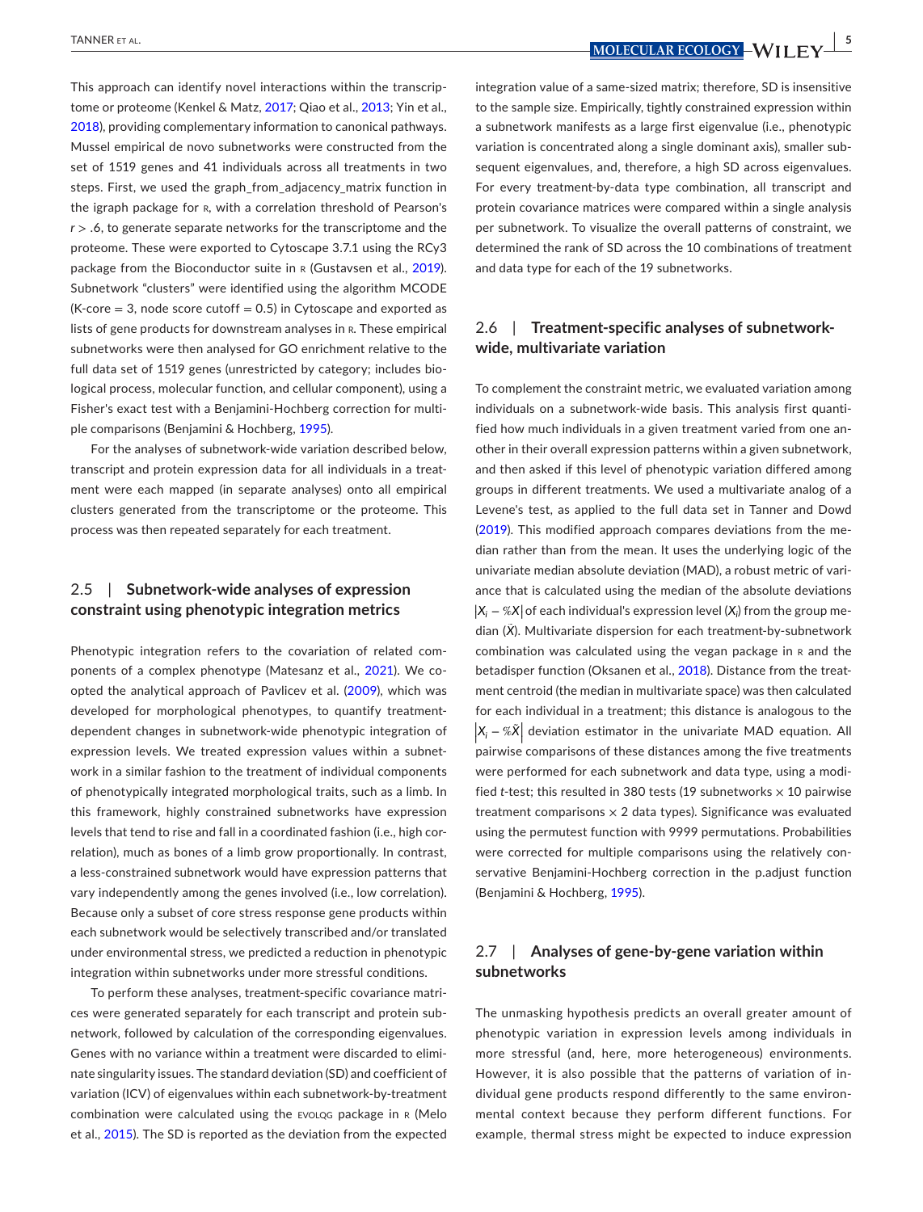This approach can identify novel interactions within the transcriptome or proteome (Kenkel & Matz, 2017; Qiao et al., 2013; Yin et al., 2018), providing complementary information to canonical pathways. Mussel empirical de novo subnetworks were constructed from the set of 1519 genes and 41 individuals across all treatments in two steps. First, we used the graph_from_adjacency_matrix function in the igraph package for R, with a correlation threshold of Pearson's $r > .6$, to generate separate networks for the transcriptome and the proteome. These were exported to Cytoscape 3.7.1 using the RCy3 package from the Bioconductor suite in R (Gustavsen et al., 2019). Subnetwork "clusters" were identified using the algorithm MCODE (K-core = 3, node score cutoff = 0.5) in Cytoscape and exported as lists of gene products for downstream analyses in R. These empirical subnetworks were then analysed for GO enrichment relative to the full data set of 1519 genes (unrestricted by category; includes biological process, molecular function, and cellular component), using a Fisher's exact test with a Benjamini-Hochberg correction for multiple comparisons (Benjamini & Hochberg, 1995).

For the analyses of subnetwork-wide variation described below, transcript and protein expression data for all individuals in a treatment were each mapped (in separate analyses) onto all empirical clusters generated from the transcriptome or the proteome. This process was then repeated separately for each treatment.

## 2.5 | Subnetwork-wide analyses of expression constraint using phenotypic integration metrics

Phenotypic integration refers to the covariation of related components of a complex phenotype (Matesanz et al., 2021). We coopted the analytical approach of Pavlicev et al. (2009), which was developed for morphological phenotypes, to quantify treatment-dependent changes in subnetwork-wide phenotypic integration of expression levels. We treated expression values within a subnetwork in a similar fashion to the treatment of individual components of phenotypically integrated morphological traits, such as a limb. In this framework, highly constrained subnetworks have expression levels that tend to rise and fall in a coordinated fashion (i.e., high correlation), much as bones of a limb grow proportionally. In contrast, a less-constrained subnetwork would have expression patterns that vary independently among the genes involved (i.e., low correlation). Because only a subset of core stress response gene products within each subnetwork would be selectively transcribed and/or translated under environmental stress, we predicted a reduction in phenotypic integration within subnetworks under more stressful conditions.

To perform these analyses, treatment-specific covariance matrices were generated separately for each transcript and protein subnetwork, followed by calculation of the corresponding eigenvalues. Genes with no variance within a treatment were discarded to eliminate singularity issues. The standard deviation (SD) and coefficient of variation (ICV) of eigenvalues within each subnetwork-by-treatment combination were calculated using the EVOLQG package in R (Melo et al., 2015). The SD is reported as the deviation from the expected integration value of a same-sized matrix; therefore, SD is insensitive to the sample size. Empirically, tightly constrained expression within a subnetwork manifests as a large first eigenvalue (i.e., phenotypic variation is concentrated along a single dominant axis), smaller subsequent eigenvalues, and, therefore, a high SD across eigenvalues. For every treatment-by-data type combination, all transcript and protein covariance matrices were compared within a single analysis per subnetwork. To visualize the overall patterns of constraint, we determined the rank of SD across the 10 combinations of treatment and data type for each of the 19 subnetworks.

## 2.6 | Treatment-specific analyses of subnetwork-wide, multivariate variation

To complement the constraint metric, we evaluated variation among individuals on a subnetwork-wide basis. This analysis first quantified how much individuals in a given treatment varied from one another in their overall expression patterns within a given subnetwork, and then asked if this level of phenotypic variation differed among groups in different treatments. We used a multivariate analog of a Levene's test, as applied to the full data set in Tanner and Dowd (2019). This modified approach compares deviations from the median rather than from the mean. It uses the underlying logic of the univariate median absolute deviation (MAD), a robust metric of variance that is calculated using the median of the absolute deviations $|X_i - \tilde{X}|$ of each individual's expression level ($X_i$) from the group median ($\tilde{X}$). Multivariate dispersion for each treatment-by-subnetwork combination was calculated using the vegan package in R and the betadisper function (Oksanen et al., 2018). Distance from the treatment centroid (the median in multivariate space) was then calculated for each individual in a treatment; this distance is analogous to the $|X_i - \tilde{X}|$ deviation estimator in the univariate MAD equation. All pairwise comparisons of these distances among the five treatments were performed for each subnetwork and data type, using a modified *t*-test; this resulted in 380 tests (19 subnetworks × 10 pairwise treatment comparisons × 2 data types). Significance was evaluated using the permutest function with 9999 permutations. Probabilities were corrected for multiple comparisons using the relatively conservative Benjamini-Hochberg correction in the p.adjust function (Benjamini & Hochberg, 1995).

## 2.7 | Analyses of gene-by-gene variation within subnetworks

The unmasking hypothesis predicts an overall greater amount of phenotypic variation in expression levels among individuals in more stressful (and, here, more heterogeneous) environments. However, it is also possible that the patterns of variation of individual gene products respond differently to the same environmental context because they perform different functions. For example, thermal stress might be expected to induce expression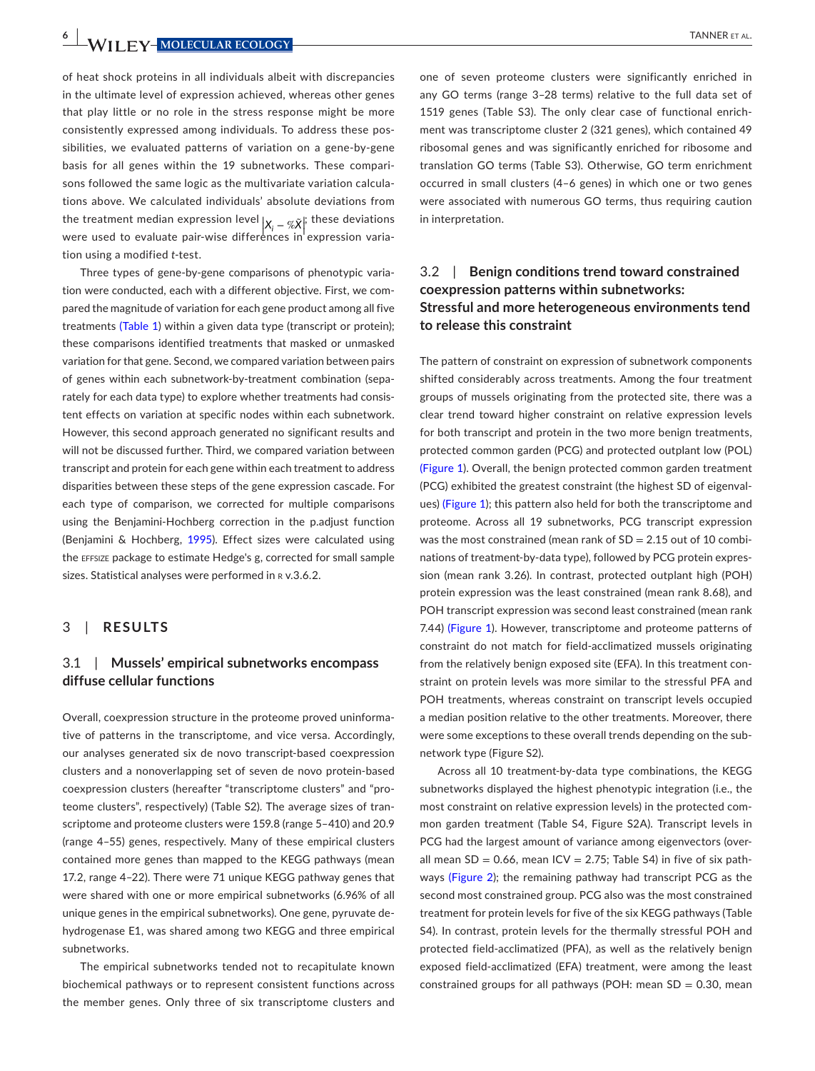of heat shock proteins in all individuals albeit with discrepancies in the ultimate level of expression achieved, whereas other genes that play little or no role in the stress response might be more consistently expressed among individuals. To address these possibilities, we evaluated patterns of variation on a gene-by-gene basis for all genes within the 19 subnetworks. These comparisons followed the same logic as the multivariate variation calculations above. We calculated individuals' absolute deviations from the treatment median expression level $|X_i - \%\tilde{X}|$; these deviations were used to evaluate pair-wise differences in expression variation using a modified *t*-test.

Three types of gene-by-gene comparisons of phenotypic variation were conducted, each with a different objective. First, we compared the magnitude of variation for each gene product among all five treatments (Table 1) within a given data type (transcript or protein); these comparisons identified treatments that masked or unmasked variation for that gene. Second, we compared variation between pairs of genes within each subnetwork-by-treatment combination (separately for each data type) to explore whether treatments had consistent effects on variation at specific nodes within each subnetwork. However, this second approach generated no significant results and will not be discussed further. Third, we compared variation between transcript and protein for each gene within each treatment to address disparities between these steps of the gene expression cascade. For each type of comparison, we corrected for multiple comparisons using the Benjamini-Hochberg correction in the p.adjust function (Benjamini & Hochberg, 1995). Effect sizes were calculated using the EFFSIZE package to estimate Hedge's g, corrected for small sample sizes. Statistical analyses were performed in R v.3.6.2.

## 3 | RESULTS

### 3.1 | Mussels' empirical subnetworks encompass diffuse cellular functions

Overall, coexpression structure in the proteome proved uninformative of patterns in the transcriptome, and vice versa. Accordingly, our analyses generated six de novo transcript-based coexpression clusters and a nonoverlapping set of seven de novo protein-based coexpression clusters (hereafter "transcriptome clusters" and "proteome clusters", respectively) (Table S2). The average sizes of transcriptome and proteome clusters were 159.8 (range 5–410) and 20.9 (range 4–55) genes, respectively. Many of these empirical clusters contained more genes than mapped to the KEGG pathways (mean 17.2, range 4–22). There were 71 unique KEGG pathway genes that were shared with one or more empirical subnetworks (6.96% of all unique genes in the empirical subnetworks). One gene, pyruvate dehydrogenase E1, was shared among two KEGG and three empirical subnetworks.

The empirical subnetworks tended not to recapitulate known biochemical pathways or to represent consistent functions across the member genes. Only three of six transcriptome clusters and one of seven proteome clusters were significantly enriched in any GO terms (range 3–28 terms) relative to the full data set of 1519 genes (Table S3). The only clear case of functional enrichment was transcriptome cluster 2 (321 genes), which contained 49 ribosomal genes and was significantly enriched for ribosome and translation GO terms (Table S3). Otherwise, GO term enrichment occurred in small clusters (4–6 genes) in which one or two genes were associated with numerous GO terms, thus requiring caution in interpretation.

### 3.2 | Benign conditions trend toward constrained coexpression patterns within subnetworks: Stressful and more heterogeneous environments tend to release this constraint

The pattern of constraint on expression of subnetwork components shifted considerably across treatments. Among the four treatment groups of mussels originating from the protected site, there was a clear trend toward higher constraint on relative expression levels for both transcript and protein in the two more benign treatments, protected common garden (PCG) and protected outplant low (POL) (Figure 1). Overall, the benign protected common garden treatment (PCG) exhibited the greatest constraint (the highest SD of eigenvalues) (Figure 1); this pattern also held for both the transcriptome and proteome. Across all 19 subnetworks, PCG transcript expression was the most constrained (mean rank of SD = 2.15 out of 10 combinations of treatment-by-data type), followed by PCG protein expression (mean rank 3.26). In contrast, protected outplant high (POH) protein expression was the least constrained (mean rank 8.68), and POH transcript expression was second least constrained (mean rank 7.44) (Figure 1). However, transcriptome and proteome patterns of constraint do not match for field-acclimatized mussels originating from the relatively benign exposed site (EFA). In this treatment constraint on protein levels was more similar to the stressful PFA and POH treatments, whereas constraint on transcript levels occupied a median position relative to the other treatments. Moreover, there were some exceptions to these overall trends depending on the subnetwork type (Figure S2).

Across all 10 treatment-by-data type combinations, the KEGG subnetworks displayed the highest phenotypic integration (i.e., the most constraint on relative expression levels) in the protected common garden treatment (Table S4, Figure S2A). Transcript levels in PCG had the largest amount of variance among eigenvectors (overall mean SD = 0.66, mean ICV = 2.75; Table S4) in five of six pathways (Figure 2); the remaining pathway had transcript PCG as the second most constrained group. PCG also was the most constrained treatment for protein levels for five of the six KEGG pathways (Table S4). In contrast, protein levels for the thermally stressful POH and protected field-acclimatized (PFA), as well as the relatively benign exposed field-acclimatized (EFA) treatment, were among the least constrained groups for all pathways (POH: mean SD = 0.30, mean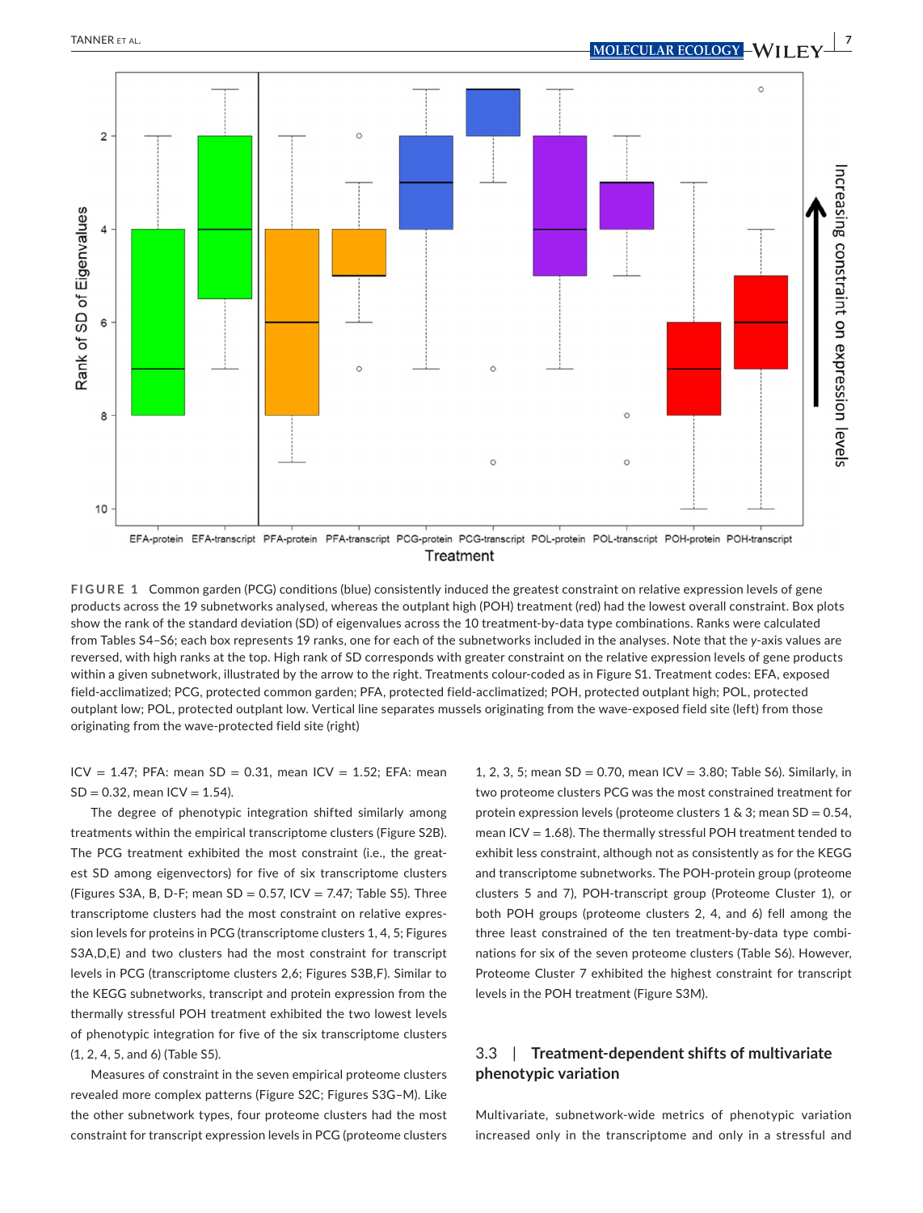**FIGURE 1** Common garden (PCG) conditions (blue) consistently induced the greatest constraint on relative expression levels of gene products across the 19 subnetworks analysed, whereas the outplant high (POH) treatment (red) had the lowest overall constraint. Box plots show the rank of the standard deviation (SD) of eigenvalues across the 10 treatment-by-data type combinations. Ranks were calculated from Tables S4–S6; each box represents 19 ranks, one for each of the subnetworks included in the analyses. Note that the y-axis values are reversed, with high ranks at the top. High rank of SD corresponds with greater constraint on the relative expression levels of gene products within a given subnetwork, illustrated by the arrow to the right. Treatments colour-coded as in Figure S1. Treatment codes: EFA, exposed field-acclimatized; PCG, protected common garden; PFA, protected field-acclimatized; POH, protected outplant high; POL, protected outplant low; POL, protected outplant low. Vertical line separates mussels originating from the wave-exposed field site (left) from those originating from the wave-protected field site (right)

ICV = 1.47; PFA: mean SD = 0.31, mean ICV = 1.52; EFA: mean SD = 0.32, mean ICV = 1.54).

The degree of phenotypic integration shifted similarly among treatments within the empirical transcriptome clusters (Figure S2B). The PCG treatment exhibited the most constraint (i.e., the greatest SD among eigenvectors) for five of six transcriptome clusters (Figures S3A, B, D-F; mean SD = 0.57, ICV = 7.47; Table S5). Three transcriptome clusters had the most constraint on relative expression levels for proteins in PCG (transcriptome clusters 1, 4, 5; Figures S3A,D,E) and two clusters had the most constraint for transcript levels in PCG (transcriptome clusters 2,6; Figures S3B,F). Similar to the KEGG subnetworks, transcript and protein expression from the thermally stressful POH treatment exhibited the two lowest levels of phenotypic integration for five of the six transcriptome clusters (1, 2, 4, 5, and 6) (Table S5).

Measures of constraint in the seven empirical proteome clusters revealed more complex patterns (Figure S2C; Figures S3G–M). Like the other subnetwork types, four proteome clusters had the most constraint for transcript expression levels in PCG (proteome clusters 1, 2, 3, 5; mean SD = 0.70, mean ICV = 3.80; Table S6). Similarly, in two proteome clusters PCG was the most constrained treatment for protein expression levels (proteome clusters 1 & 3; mean SD = 0.54, mean ICV = 1.68). The thermally stressful POH treatment tended to exhibit less constraint, although not as consistently as for the KEGG and transcriptome subnetworks. The POH-protein group (proteome clusters 5 and 7), POH-transcript group (Proteome Cluster 1), or both POH groups (proteome clusters 2, 4, and 6) fell among the three least constrained of the ten treatment-by-data type combinations for six of the seven proteome clusters (Table S6). However, Proteome Cluster 7 exhibited the highest constraint for transcript levels in the POH treatment (Figure S3M).

### 3.3 | Treatment-dependent shifts of multivariate phenotypic variation

Multivariate, subnetwork-wide metrics of phenotypic variation increased only in the transcriptome and only in a stressful and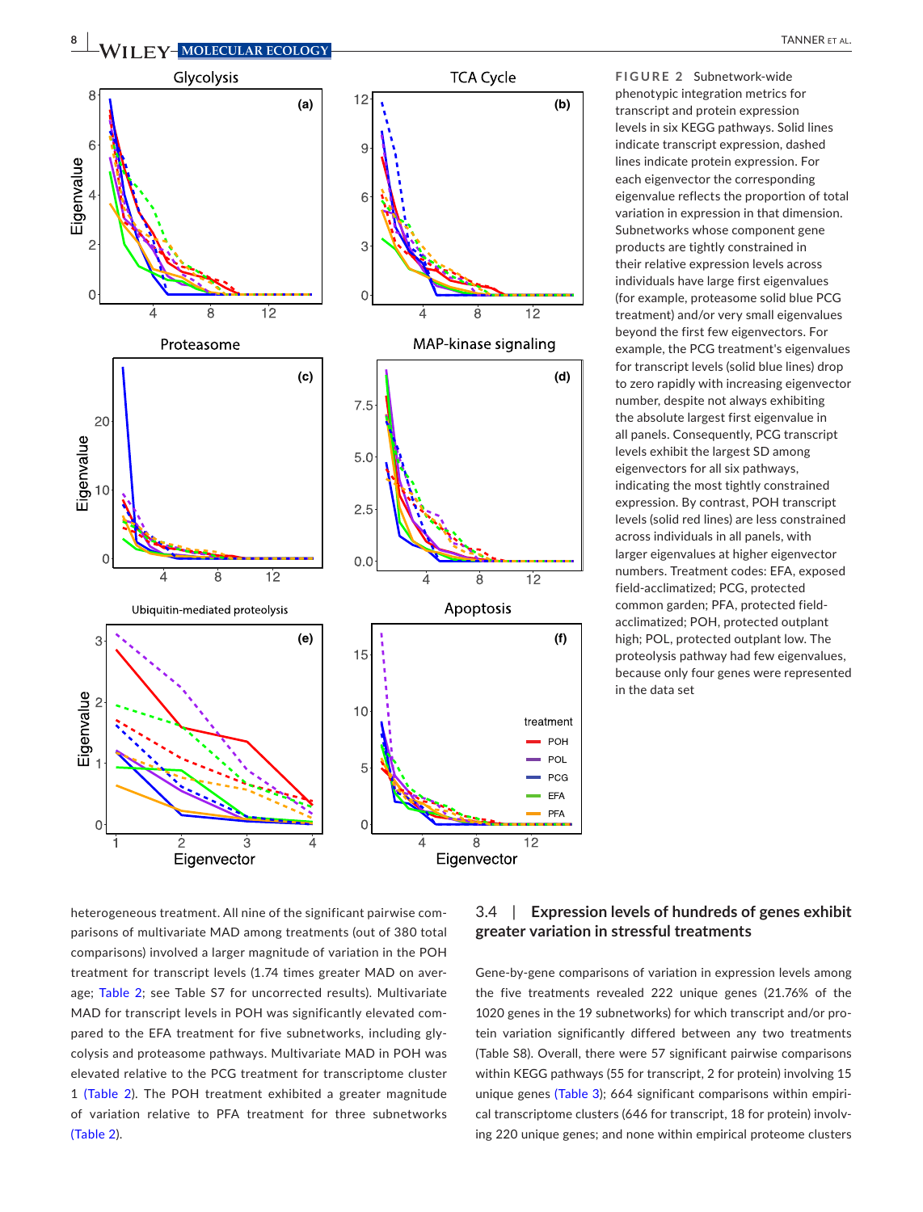**FIGURE 2** Subnetwork-wide phenotypic integration metrics for transcript and protein expression levels in six KEGG pathways. Solid lines indicate transcript expression, dashed lines indicate protein expression. For each eigenvector the corresponding eigenvalue reflects the proportion of total variation in expression in that dimension. Subnetworks whose component gene products are tightly constrained in their relative expression levels across individuals have large first eigenvalues (for example, proteasome solid blue PCG treatment) and/or very small eigenvalues beyond the first few eigenvectors. For example, the PCG treatment's eigenvalues for transcript levels (solid blue lines) drop to zero rapidly with increasing eigenvector number, despite not always exhibiting the absolute largest first eigenvalue in all panels. Consequently, PCG transcript levels exhibit the largest SD among eigenvectors for all six pathways, indicating the most tightly constrained expression. By contrast, POH transcript levels (solid red lines) are less constrained across individuals in all panels, with larger eigenvalues at higher eigenvector numbers. Treatment codes: EFA, exposed field-acclimatized; PCG, protected common garden; PFA, protected field-acclimatized; POH, protected outplant high; POL, protected outplant low. The proteolysis pathway had few eigenvalues, because only four genes were represented in the data set

heterogeneous treatment. All nine of the significant pairwise comparisons of multivariate MAD among treatments (out of 380 total comparisons) involved a larger magnitude of variation in the POH treatment for transcript levels (1.74 times greater MAD on average; Table 2; see Table S7 for uncorrected results). Multivariate MAD for transcript levels in POH was significantly elevated compared to the EFA treatment for five subnetworks, including glycolysis and proteasome pathways. Multivariate MAD in POH was elevated relative to the PCG treatment for transcriptome cluster 1 (Table 2). The POH treatment exhibited a greater magnitude of variation relative to PFA treatment for three subnetworks (Table 2).

### 3.4 | Expression levels of hundreds of genes exhibit greater variation in stressful treatments

Gene-by-gene comparisons of variation in expression levels among the five treatments revealed 222 unique genes (21.76% of the 1020 genes in the 19 subnetworks) for which transcript and/or protein variation significantly differed between any two treatments (Table S8). Overall, there were 57 significant pairwise comparisons within KEGG pathways (55 for transcript, 2 for protein) involving 15 unique genes (Table 3); 664 significant comparisons within empirical transcriptome clusters (646 for transcript, 18 for protein) involving 220 unique genes; and none within empirical proteome clusters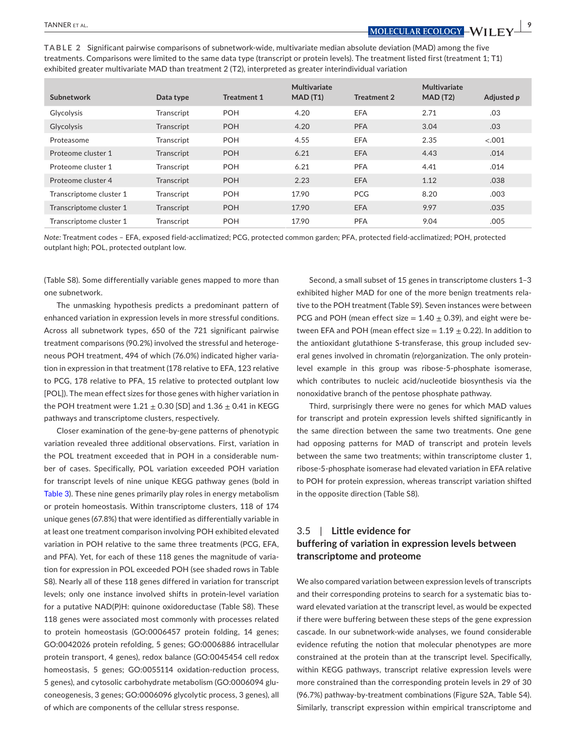**TABLE 2** Significant pairwise comparisons of subnetwork-wide, multivariate median absolute deviation (MAD) among the five treatments. Comparisons were limited to the same data type (transcript or protein levels). The treatment listed first (treatment 1; T1) exhibited greater multivariate MAD than treatment 2 (T2), interpreted as greater interindividual variation

| Subnetwork | Data type | Treatment 1 | Multivariate MAD (T1) | Treatment 2 | Multivariate MAD (T2) | Adjusted *p* |
|---|---|---|---|---|---|---|
| Glycolysis | Transcript | POH | 4.20 | EFA | 2.71 | .03 |
| Glycolysis | Transcript | POH | 4.20 | PFA | 3.04 | .03 |
| Proteasome | Transcript | POH | 4.55 | EFA | 2.35 | <.001 |
| Proteome cluster 1 | Transcript | POH | 6.21 | EFA | 4.43 | .014 |
| Proteome cluster 1 | Transcript | POH | 6.21 | PFA | 4.41 | .014 |
| Proteome cluster 4 | Transcript | POH | 2.23 | EFA | 1.12 | .038 |
| Transcriptome cluster 1 | Transcript | POH | 17.90 | PCG | 8.20 | .003 |
| Transcriptome cluster 1 | Transcript | POH | 17.90 | EFA | 9.97 | .035 |
| Transcriptome cluster 1 | Transcript | POH | 17.90 | PFA | 9.04 | .005 |

*Note:* Treatment codes – EFA, exposed field-acclimatized; PCG, protected common garden; PFA, protected field-acclimatized; POH, protected outplant high; POL, protected outplant low.

(Table S8). Some differentially variable genes mapped to more than one subnetwork.

The unmasking hypothesis predicts a predominant pattern of enhanced variation in expression levels in more stressful conditions. Across all subnetwork types, 650 of the 721 significant pairwise treatment comparisons (90.2%) involved the stressful and heterogeneous POH treatment, 494 of which (76.0%) indicated higher variation in expression in that treatment (178 relative to EFA, 123 relative to PCG, 178 relative to PFA, 15 relative to protected outplant low [POL]). The mean effect sizes for those genes with higher variation in the POH treatment were $1.21 \pm 0.30$ [SD] and $1.36 \pm 0.41$ in KEGG pathways and transcriptome clusters, respectively.

Closer examination of the gene-by-gene patterns of phenotypic variation revealed three additional observations. First, variation in the POL treatment exceeded that in POH in a considerable number of cases. Specifically, POL variation exceeded POH variation for transcript levels of nine unique KEGG pathway genes (bold in Table 3). These nine genes primarily play roles in energy metabolism or protein homeostasis. Within transcriptome clusters, 118 of 174 unique genes (67.8%) that were identified as differentially variable in at least one treatment comparison involving POH exhibited elevated variation in POH relative to the same three treatments (PCG, EFA, and PFA). Yet, for each of these 118 genes the magnitude of variation for expression in POL exceeded POH (see shaded rows in Table S8). Nearly all of these 118 genes differed in variation for transcript levels; only one instance involved shifts in protein-level variation for a putative NAD(P)H: quinone oxidoreductase (Table S8). These 118 genes were associated most commonly with processes related to protein homeostasis (GO:0006457 protein folding, 14 genes; GO:0042026 protein refolding, 5 genes; GO:0006886 intracellular protein transport, 4 genes), redox balance (GO:0045454 cell redox homeostasis, 5 genes; GO:0055114 oxidation-reduction process, 5 genes), and cytosolic carbohydrate metabolism (GO:0006094 gluconeogenesis, 3 genes; GO:0006096 glycolytic process, 3 genes), all of which are components of the cellular stress response.

Second, a small subset of 15 genes in transcriptome clusters 1–3 exhibited higher MAD for one of the more benign treatments relative to the POH treatment (Table S9). Seven instances were between PCG and POH (mean effect size = $1.40 \pm 0.39$), and eight were between EFA and POH (mean effect size = $1.19 \pm 0.22$). In addition to the antioxidant glutathione S-transferase, this group included several genes involved in chromatin (re)organization. The only protein-level example in this group was ribose-5-phosphate isomerase, which contributes to nucleic acid/nucleotide biosynthesis via the nonoxidative branch of the pentose phosphate pathway.

Third, surprisingly there were no genes for which MAD values for transcript and protein expression levels shifted significantly in the same direction between the same two treatments. One gene had opposing patterns for MAD of transcript and protein levels between the same two treatments; within transcriptome cluster 1, ribose-5-phosphate isomerase had elevated variation in EFA relative to POH for protein expression, whereas transcript variation shifted in the opposite direction (Table S8).

## 3.5 | Little evidence for buffering of variation in expression levels between transcriptome and proteome

We also compared variation between expression levels of transcripts and their corresponding proteins to search for a systematic bias toward elevated variation at the transcript level, as would be expected if there were buffering between these steps of the gene expression cascade. In our subnetwork-wide analyses, we found considerable evidence refuting the notion that molecular phenotypes are more constrained at the protein than at the transcript level. Specifically, within KEGG pathways, transcript relative expression levels were more constrained than the corresponding protein levels in 29 of 30 (96.7%) pathway-by-treatment combinations (Figure S2A, Table S4). Similarly, transcript expression within empirical transcriptome and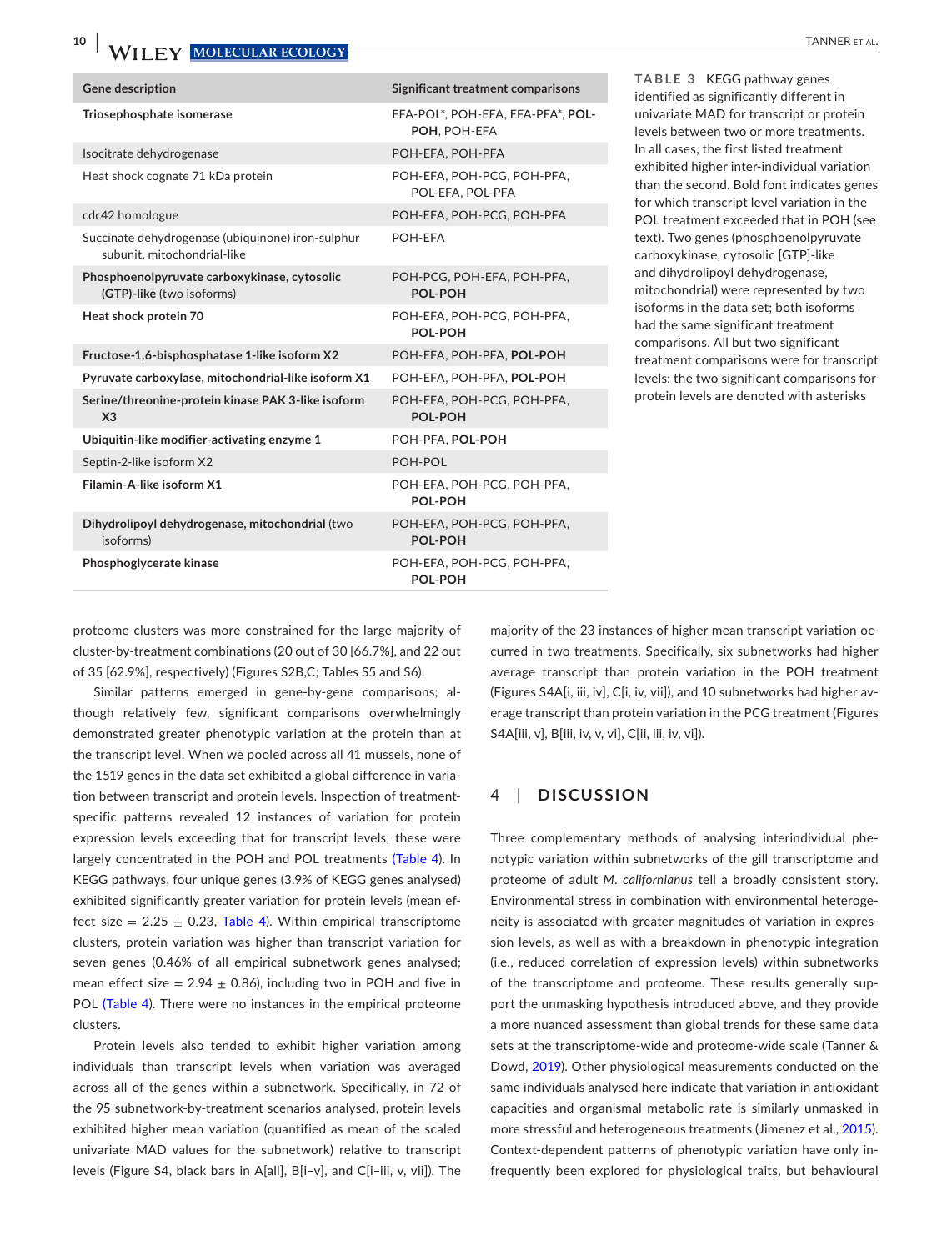**TABLE 3** KEGG pathway genes identified as significantly different in univariate MAD for transcript or protein levels between two or more treatments. In all cases, the first listed treatment exhibited higher inter-individual variation than the second. Bold font indicates genes for which transcript level variation in the POL treatment exceeded that in POH (see text). Two genes (phosphoenolpyruvate carboxykinase, cytosolic [GTP]-like and dihydrolipoyl dehydrogenase, mitochondrial) were represented by two isoforms in the data set; both isoforms had the same significant treatment comparisons. All but two significant treatment comparisons were for transcript levels; the two significant comparisons for protein levels are denoted with asterisks

| Gene description | Significant treatment comparisons |
|---|---|
| **Triosephosphate isomerase** | EFA-POL*, POH-EFA, EFA-PFA*, **POL-POH**, POH-EFA |
| Isocitrate dehydrogenase | POH-EFA, POH-PFA |
| Heat shock cognate 71 kDa protein | POH-EFA, POH-PCG, POH-PFA, POL-EFA, POL-PFA |
| cdc42 homologue | POH-EFA, POH-PCG, POH-PFA |
| Succinate dehydrogenase (ubiquinone) iron-sulphur subunit, mitochondrial-like | POH-EFA |
| **Phosphoenolpyruvate carboxykinase, cytosolic (GTP)-like** (two isoforms) | POH-PCG, POH-EFA, POH-PFA, **POL-POH** |
| **Heat shock protein 70** | POH-EFA, POH-PCG, POH-PFA, **POL-POH** |
| **Fructose-1,6-bisphosphatase 1-like isoform X2** | POH-EFA, POH-PFA, **POL-POH** |
| **Pyruvate carboxylase, mitochondrial-like isoform X1** | POH-EFA, POH-PFA, **POL-POH** |
| **Serine/threonine-protein kinase PAK 3-like isoform X3** | POH-EFA, POH-PCG, POH-PFA, **POL-POH** |
| **Ubiquitin-like modifier-activating enzyme 1** | POH-PFA, **POL-POH** |
| Septin-2-like isoform X2 | POH-POL |
| **Filamin-A-like isoform X1** | POH-EFA, POH-PCG, POH-PFA, **POL-POH** |
| **Dihydrolipoyl dehydrogenase, mitochondrial** (two isoforms) | POH-EFA, POH-PCG, POH-PFA, **POL-POH** |
| **Phosphoglycerate kinase** | POH-EFA, POH-PCG, POH-PFA, **POL-POH** |

proteome clusters was more constrained for the large majority of cluster-by-treatment combinations (20 out of 30 [66.7%], and 22 out of 35 [62.9%], respectively) (Figures S2B,C; Tables S5 and S6).

Similar patterns emerged in gene-by-gene comparisons; although relatively few, significant comparisons overwhelmingly demonstrated greater phenotypic variation at the protein than at the transcript level. When we pooled across all 41 mussels, none of the 1519 genes in the data set exhibited a global difference in variation between transcript and protein levels. Inspection of treatment-specific patterns revealed 12 instances of variation for protein expression levels exceeding that for transcript levels; these were largely concentrated in the POH and POL treatments (Table 4). In KEGG pathways, four unique genes (3.9% of KEGG genes analysed) exhibited significantly greater variation for protein levels (mean effect size = 2.25 ± 0.23, Table 4). Within empirical transcriptome clusters, protein variation was higher than transcript variation for seven genes (0.46% of all empirical subnetwork genes analysed; mean effect size = 2.94 ± 0.86), including two in POH and five in POL (Table 4). There were no instances in the empirical proteome clusters.

Protein levels also tended to exhibit higher variation among individuals than transcript levels when variation was averaged across all of the genes within a subnetwork. Specifically, in 72 of the 95 subnetwork-by-treatment scenarios analysed, protein levels exhibited higher mean variation (quantified as mean of the scaled univariate MAD values for the subnetwork) relative to transcript levels (Figure S4, black bars in A[all], B[i–v], and C[i–iii, v, vii]). The majority of the 23 instances of higher mean transcript variation occurred in two treatments. Specifically, six subnetworks had higher average transcript than protein variation in the POH treatment (Figures S4A[i, iii, iv], C[i, iv, vii]), and 10 subnetworks had higher average transcript than protein variation in the PCG treatment (Figures S4A[iii, v], B[iii, iv, v, vi], C[ii, iii, iv, vi]).

## 4 | DISCUSSION

Three complementary methods of analysing interindividual phenotypic variation within subnetworks of the gill transcriptome and proteome of adult *M. californianus* tell a broadly consistent story. Environmental stress in combination with environmental heterogeneity is associated with greater magnitudes of variation in expression levels, as well as with a breakdown in phenotypic integration (i.e., reduced correlation of expression levels) within subnetworks of the transcriptome and proteome. These results generally support the unmasking hypothesis introduced above, and they provide a more nuanced assessment than global trends for these same data sets at the transcriptome-wide and proteome-wide scale (Tanner & Dowd, 2019). Other physiological measurements conducted on the same individuals analysed here indicate that variation in antioxidant capacities and organismal metabolic rate is similarly unmasked in more stressful and heterogeneous treatments (Jimenez et al., 2015). Context-dependent patterns of phenotypic variation have only infrequently been explored for physiological traits, but behavioural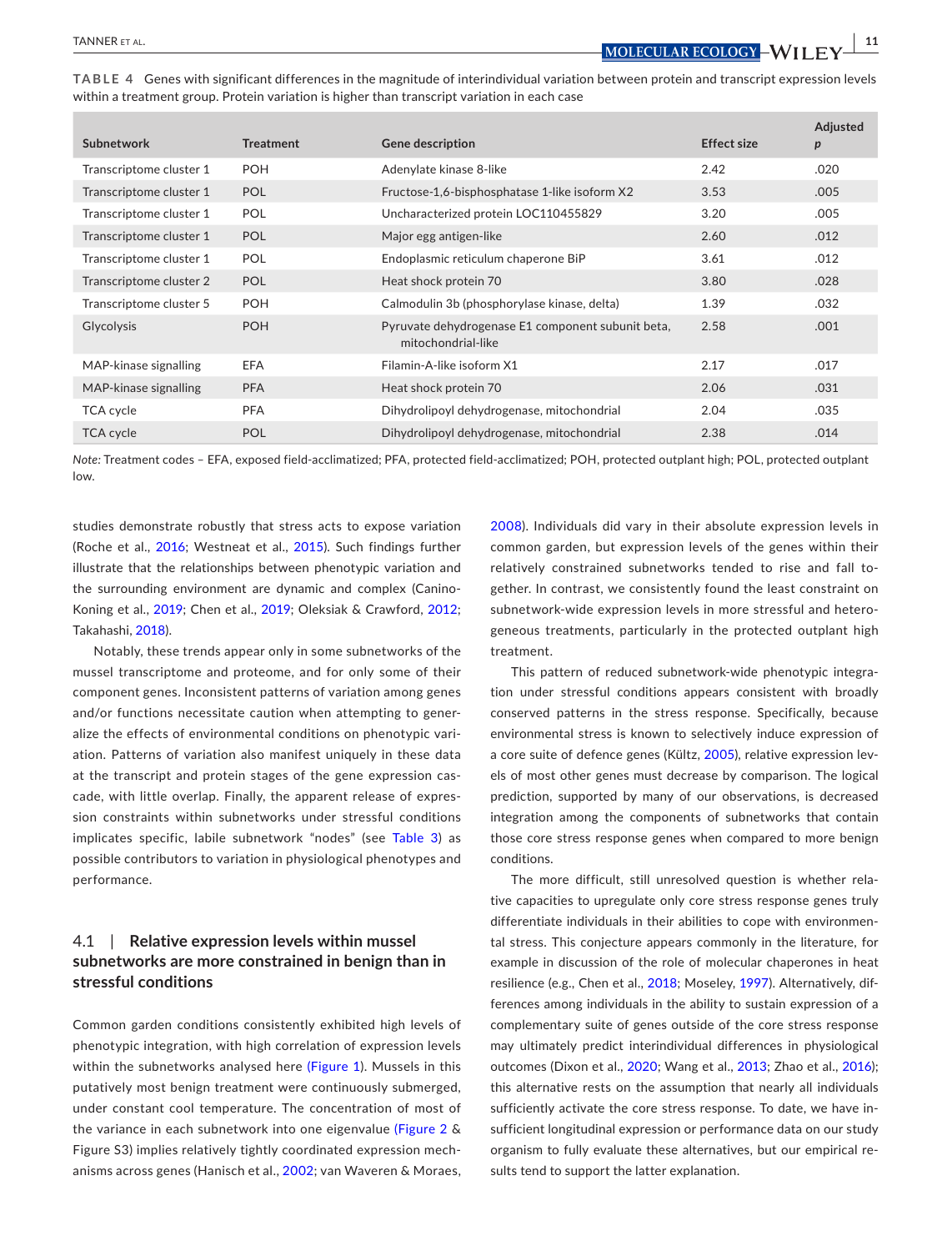**TABLE 4** Genes with significant differences in the magnitude of interindividual variation between protein and transcript expression levels within a treatment group. Protein variation is higher than transcript variation in each case

| Subnetwork | Treatment | Gene description | Effect size | Adjusted *p* |
|---|---|---|---|---|
| Transcriptome cluster 1 | POH | Adenylate kinase 8-like | 2.42 | .020 |
| Transcriptome cluster 1 | POL | Fructose-1,6-bisphosphatase 1-like isoform X2 | 3.53 | .005 |
| Transcriptome cluster 1 | POL | Uncharacterized protein LOC110455829 | 3.20 | .005 |
| Transcriptome cluster 1 | POL | Major egg antigen-like | 2.60 | .012 |
| Transcriptome cluster 1 | POL | Endoplasmic reticulum chaperone BiP | 3.61 | .012 |
| Transcriptome cluster 2 | POL | Heat shock protein 70 | 3.80 | .028 |
| Transcriptome cluster 5 | POH | Calmodulin 3b (phosphorylase kinase, delta) | 1.39 | .032 |
| Glycolysis | POH | Pyruvate dehydrogenase E1 component subunit beta, mitochondrial-like | 2.58 | .001 |
| MAP-kinase signalling | EFA | Filamin-A-like isoform X1 | 2.17 | .017 |
| MAP-kinase signalling | PFA | Heat shock protein 70 | 2.06 | .031 |
| TCA cycle | PFA | Dihydrolipoyl dehydrogenase, mitochondrial | 2.04 | .035 |
| TCA cycle | POL | Dihydrolipoyl dehydrogenase, mitochondrial | 2.38 | .014 |

*Note:* Treatment codes – EFA, exposed field-acclimatized; PFA, protected field-acclimatized; POH, protected outplant high; POL, protected outplant low.

studies demonstrate robustly that stress acts to expose variation (Roche et al., 2016; Westneat et al., 2015). Such findings further illustrate that the relationships between phenotypic variation and the surrounding environment are dynamic and complex (Canino-Koning et al., 2019; Chen et al., 2019; Oleksiak & Crawford, 2012; Takahashi, 2018).

Notably, these trends appear only in some subnetworks of the mussel transcriptome and proteome, and for only some of their component genes. Inconsistent patterns of variation among genes and/or functions necessitate caution when attempting to generalize the effects of environmental conditions on phenotypic variation. Patterns of variation also manifest uniquely in these data at the transcript and protein stages of the gene expression cascade, with little overlap. Finally, the apparent release of expression constraints within subnetworks under stressful conditions implicates specific, labile subnetwork "nodes" (see Table 3) as possible contributors to variation in physiological phenotypes and performance.

## 4.1 | Relative expression levels within mussel subnetworks are more constrained in benign than in stressful conditions

Common garden conditions consistently exhibited high levels of phenotypic integration, with high correlation of expression levels within the subnetworks analysed here (Figure 1). Mussels in this putatively most benign treatment were continuously submerged, under constant cool temperature. The concentration of most of the variance in each subnetwork into one eigenvalue (Figure 2 & Figure S3) implies relatively tightly coordinated expression mechanisms across genes (Hanisch et al., 2002; van Waveren & Moraes, 2008). Individuals did vary in their absolute expression levels in common garden, but expression levels of the genes within their relatively constrained subnetworks tended to rise and fall together. In contrast, we consistently found the least constraint on subnetwork-wide expression levels in more stressful and heterogeneous treatments, particularly in the protected outplant high treatment.

This pattern of reduced subnetwork-wide phenotypic integration under stressful conditions appears consistent with broadly conserved patterns in the stress response. Specifically, because environmental stress is known to selectively induce expression of a core suite of defence genes (Kültz, 2005), relative expression levels of most other genes must decrease by comparison. The logical prediction, supported by many of our observations, is decreased integration among the components of subnetworks that contain those core stress response genes when compared to more benign conditions.

The more difficult, still unresolved question is whether relative capacities to upregulate only core stress response genes truly differentiate individuals in their abilities to cope with environmental stress. This conjecture appears commonly in the literature, for example in discussion of the role of molecular chaperones in heat resilience (e.g., Chen et al., 2018; Moseley, 1997). Alternatively, differences among individuals in the ability to sustain expression of a complementary suite of genes outside of the core stress response may ultimately predict interindividual differences in physiological outcomes (Dixon et al., 2020; Wang et al., 2013; Zhao et al., 2016); this alternative rests on the assumption that nearly all individuals sufficiently activate the core stress response. To date, we have insufficient longitudinal expression or performance data on our study organism to fully evaluate these alternatives, but our empirical results tend to support the latter explanation.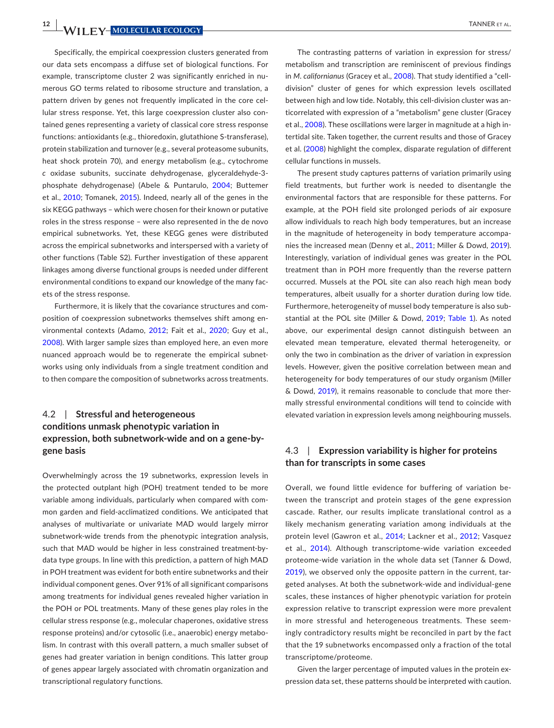Specifically, the empirical coexpression clusters generated from our data sets encompass a diffuse set of biological functions. For example, transcriptome cluster 2 was significantly enriched in numerous GO terms related to ribosome structure and translation, a pattern driven by genes not frequently implicated in the core cellular stress response. Yet, this large coexpression cluster also contained genes representing a variety of classical core stress response functions: antioxidants (e.g., thioredoxin, glutathione S-transferase), protein stabilization and turnover (e.g., several proteasome subunits, heat shock protein 70), and energy metabolism (e.g., cytochrome *c* oxidase subunits, succinate dehydrogenase, glyceraldehyde-3-phosphate dehydrogenase) (Abele & Puntarulo, 2004; Buttemer et al., 2010; Tomanek, 2015). Indeed, nearly all of the genes in the six KEGG pathways – which were chosen for their known or putative roles in the stress response – were also represented in the de novo empirical subnetworks. Yet, these KEGG genes were distributed across the empirical subnetworks and interspersed with a variety of other functions (Table S2). Further investigation of these apparent linkages among diverse functional groups is needed under different environmental conditions to expand our knowledge of the many facets of the stress response.

Furthermore, it is likely that the covariance structures and composition of coexpression subnetworks themselves shift among environmental contexts (Adamo, 2012; Fait et al., 2020; Guy et al., 2008). With larger sample sizes than employed here, an even more nuanced approach would be to regenerate the empirical subnetworks using only individuals from a single treatment condition and to then compare the composition of subnetworks across treatments.

## 4.2 | Stressful and heterogeneous conditions unmask phenotypic variation in expression, both subnetwork-wide and on a gene-by-gene basis

Overwhelmingly across the 19 subnetworks, expression levels in the protected outplant high (POH) treatment tended to be more variable among individuals, particularly when compared with common garden and field-acclimatized conditions. We anticipated that analyses of multivariate or univariate MAD would largely mirror subnetwork-wide trends from the phenotypic integration analysis, such that MAD would be higher in less constrained treatment-by-data type groups. In line with this prediction, a pattern of high MAD in POH treatment was evident for both entire subnetworks and their individual component genes. Over 91% of all significant comparisons among treatments for individual genes revealed higher variation in the POH or POL treatments. Many of these genes play roles in the cellular stress response (e.g., molecular chaperones, oxidative stress response proteins) and/or cytosolic (i.e., anaerobic) energy metabolism. In contrast with this overall pattern, a much smaller subset of genes had greater variation in benign conditions. This latter group of genes appear largely associated with chromatin organization and transcriptional regulatory functions.

The contrasting patterns of variation in expression for stress/metabolism and transcription are reminiscent of previous findings in *M. californianus* (Gracey et al., 2008). That study identified a "cell-division" cluster of genes for which expression levels oscillated between high and low tide. Notably, this cell-division cluster was anticorrelated with expression of a "metabolism" gene cluster (Gracey et al., 2008). These oscillations were larger in magnitude at a high intertidal site. Taken together, the current results and those of Gracey et al. (2008) highlight the complex, disparate regulation of different cellular functions in mussels.

The present study captures patterns of variation primarily using field treatments, but further work is needed to disentangle the environmental factors that are responsible for these patterns. For example, at the POH field site prolonged periods of air exposure allow individuals to reach high body temperatures, but an increase in the magnitude of heterogeneity in body temperature accompanies the increased mean (Denny et al., 2011; Miller & Dowd, 2019). Interestingly, variation of individual genes was greater in the POL treatment than in POH more frequently than the reverse pattern occurred. Mussels at the POL site can also reach high mean body temperatures, albeit usually for a shorter duration during low tide. Furthermore, heterogeneity of mussel body temperature is also substantial at the POL site (Miller & Dowd, 2019; Table 1). As noted above, our experimental design cannot distinguish between an elevated mean temperature, elevated thermal heterogeneity, or only the two in combination as the driver of variation in expression levels. However, given the positive correlation between mean and heterogeneity for body temperatures of our study organism (Miller & Dowd, 2019), it remains reasonable to conclude that more thermally stressful environmental conditions will tend to coincide with elevated variation in expression levels among neighbouring mussels.

## 4.3 | Expression variability is higher for proteins than for transcripts in some cases

Overall, we found little evidence for buffering of variation between the transcript and protein stages of the gene expression cascade. Rather, our results implicate translational control as a likely mechanism generating variation among individuals at the protein level (Gawron et al., 2014; Lackner et al., 2012; Vasquez et al., 2014). Although transcriptome-wide variation exceeded proteome-wide variation in the whole data set (Tanner & Dowd, 2019), we observed only the opposite pattern in the current, targeted analyses. At both the subnetwork-wide and individual-gene scales, these instances of higher phenotypic variation for protein expression relative to transcript expression were more prevalent in more stressful and heterogeneous treatments. These seemingly contradictory results might be reconciled in part by the fact that the 19 subnetworks encompassed only a fraction of the total transcriptome/proteome.

Given the larger percentage of imputed values in the protein expression data set, these patterns should be interpreted with caution.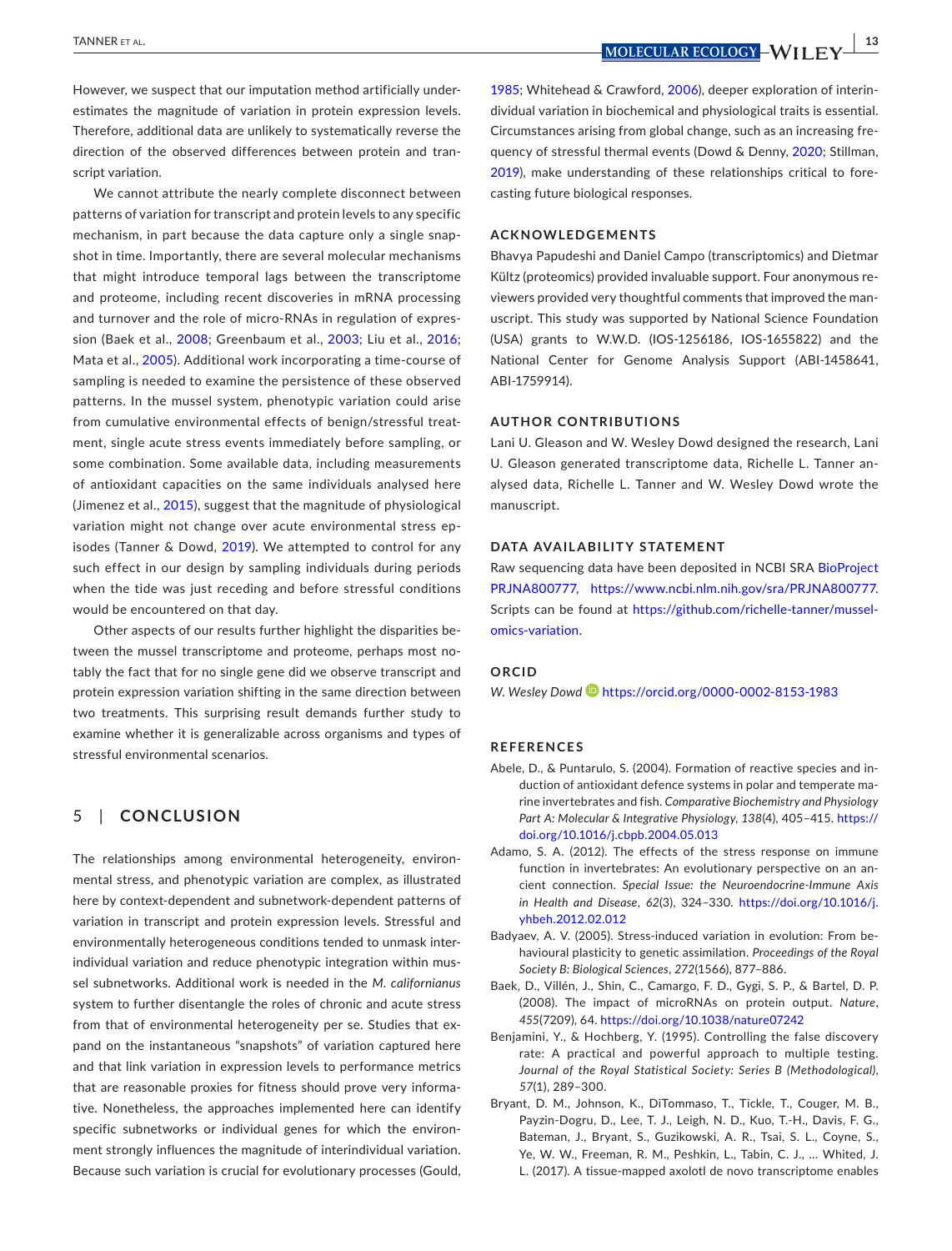However, we suspect that our imputation method artificially underestimates the magnitude of variation in protein expression levels. Therefore, additional data are unlikely to systematically reverse the direction of the observed differences between protein and transcript variation.

We cannot attribute the nearly complete disconnect between patterns of variation for transcript and protein levels to any specific mechanism, in part because the data capture only a single snapshot in time. Importantly, there are several molecular mechanisms that might introduce temporal lags between the transcriptome and proteome, including recent discoveries in mRNA processing and turnover and the role of micro-RNAs in regulation of expression (Baek et al., 2008; Greenbaum et al., 2003; Liu et al., 2016; Mata et al., 2005). Additional work incorporating a time-course of sampling is needed to examine the persistence of these observed patterns. In the mussel system, phenotypic variation could arise from cumulative environmental effects of benign/stressful treatment, single acute stress events immediately before sampling, or some combination. Some available data, including measurements of antioxidant capacities on the same individuals analysed here (Jimenez et al., 2015), suggest that the magnitude of physiological variation might not change over acute environmental stress episodes (Tanner & Dowd, 2019). We attempted to control for any such effect in our design by sampling individuals during periods when the tide was just receding and before stressful conditions would be encountered on that day.

Other aspects of our results further highlight the disparities between the mussel transcriptome and proteome, perhaps most notably the fact that for no single gene did we observe transcript and protein expression variation shifting in the same direction between two treatments. This surprising result demands further study to examine whether it is generalizable across organisms and types of stressful environmental scenarios.

## 5 | CONCLUSION

The relationships among environmental heterogeneity, environmental stress, and phenotypic variation are complex, as illustrated here by context-dependent and subnetwork-dependent patterns of variation in transcript and protein expression levels. Stressful and environmentally heterogeneous conditions tended to unmask interindividual variation and reduce phenotypic integration within mussel subnetworks. Additional work is needed in the *M. californianus* system to further disentangle the roles of chronic and acute stress from that of environmental heterogeneity per se. Studies that expand on the instantaneous "snapshots" of variation captured here and that link variation in expression levels to performance metrics that are reasonable proxies for fitness should prove very informative. Nonetheless, the approaches implemented here can identify specific subnetworks or individual genes for which the environment strongly influences the magnitude of interindividual variation. Because such variation is crucial for evolutionary processes (Gould, 1985; Whitehead & Crawford, 2006), deeper exploration of interindividual variation in biochemical and physiological traits is essential. Circumstances arising from global change, such as an increasing frequency of stressful thermal events (Dowd & Denny, 2020; Stillman, 2019), make understanding of these relationships critical to forecasting future biological responses.

## ACKNOWLEDGEMENTS

Bhavya Papudeshi and Daniel Campo (transcriptomics) and Dietmar Kültz (proteomics) provided invaluable support. Four anonymous reviewers provided very thoughtful comments that improved the manuscript. This study was supported by National Science Foundation (USA) grants to W.W.D. (IOS-1256186, IOS-1655822) and the National Center for Genome Analysis Support (ABI-1458641, ABI-1759914).

## AUTHOR CONTRIBUTIONS

Lani U. Gleason and W. Wesley Dowd designed the research, Lani U. Gleason generated transcriptome data, Richelle L. Tanner analysed data, Richelle L. Tanner and W. Wesley Dowd wrote the manuscript.

## DATA AVAILABILITY STATEMENT

Raw sequencing data have been deposited in NCBI SRA BioProject PRJNA800777, https://www.ncbi.nlm.nih.gov/sra/PRJNA800777. Scripts can be found at https://github.com/richelle-tanner/mussel-omics-variation.

## ORCID

*W. Wesley Dowd* https://orcid.org/0000-0002-8153-1983

## REFERENCES

Abele, D., & Puntarulo, S. (2004). Formation of reactive species and induction of antioxidant defence systems in polar and temperate marine invertebrates and fish. *Comparative Biochemistry and Physiology Part A: Molecular & Integrative Physiology*, *138*(4), 405–415. https://doi.org/10.1016/j.cbpb.2004.05.013

Adamo, S. A. (2012). The effects of the stress response on immune function in invertebrates: An evolutionary perspective on an ancient connection. *Special Issue: the Neuroendocrine-Immune Axis in Health and Disease*, *62*(3), 324–330. https://doi.org/10.1016/j.yhbeh.2012.02.012

Badyaev, A. V. (2005). Stress-induced variation in evolution: From behavioural plasticity to genetic assimilation. *Proceedings of the Royal Society B: Biological Sciences*, *272*(1566), 877–886.

Baek, D., Villén, J., Shin, C., Camargo, F. D., Gygi, S. P., & Bartel, D. P. (2008). The impact of microRNAs on protein output. *Nature*, *455*(7209), 64. https://doi.org/10.1038/nature07242

Benjamini, Y., & Hochberg, Y. (1995). Controlling the false discovery rate: A practical and powerful approach to multiple testing. *Journal of the Royal Statistical Society: Series B (Methodological)*, *57*(1), 289–300.

Bryant, D. M., Johnson, K., DiTommaso, T., Tickle, T., Couger, M. B., Payzin-Dogru, D., Lee, T. J., Leigh, N. D., Kuo, T.-H., Davis, F. G., Bateman, J., Bryant, S., Guzikowski, A. R., Tsai, S. L., Coyne, S., Ye, W. W., Freeman, R. M., Peshkin, L., Tabin, C. J., … Whited, J. L. (2017). A tissue-mapped axolotl de novo transcriptome enables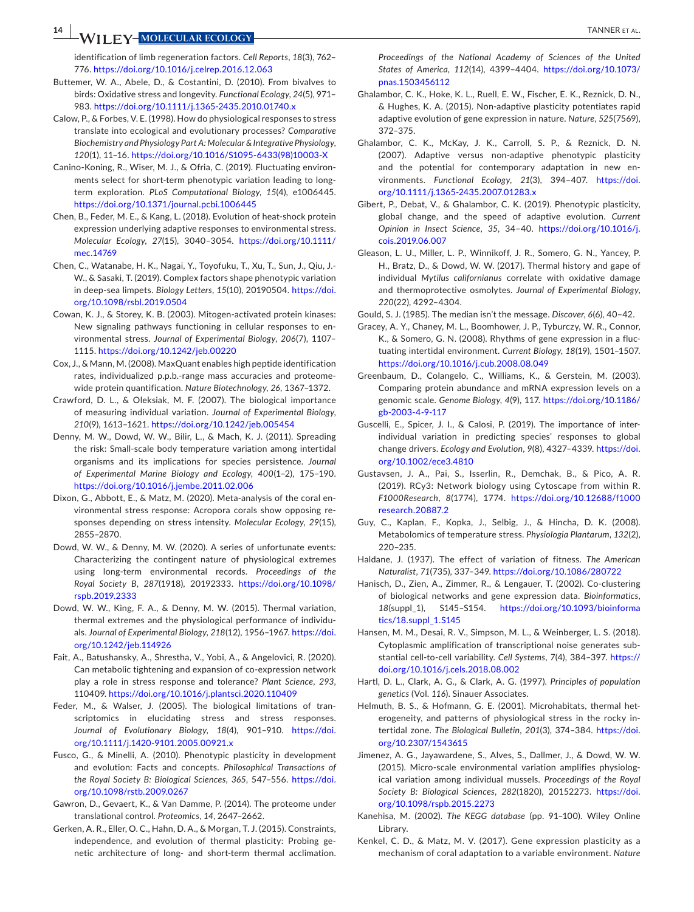identification of limb regeneration factors. *Cell Reports*, *18*(3), 762–776. https://doi.org/10.1016/j.celrep.2016.12.063

Buttemer, W. A., Abele, D., & Costantini, D. (2010). From bivalves to birds: Oxidative stress and longevity. *Functional Ecology*, *24*(5), 971–983. https://doi.org/10.1111/j.1365-2435.2010.01740.x

Calow, P., & Forbes, V. E. (1998). How do physiological responses to stress translate into ecological and evolutionary processes? *Comparative Biochemistry and Physiology Part A: Molecular & Integrative Physiology*, *120*(1), 11–16. https://doi.org/10.1016/S1095-6433(98)10003-X

Canino-Koning, R., Wiser, M. J., & Ofria, C. (2019). Fluctuating environments select for short-term phenotypic variation leading to long-term exploration. *PLoS Computational Biology*, *15*(4), e1006445. https://doi.org/10.1371/journal.pcbi.1006445

Chen, B., Feder, M. E., & Kang, L. (2018). Evolution of heat-shock protein expression underlying adaptive responses to environmental stress. *Molecular Ecology*, *27*(15), 3040–3054. https://doi.org/10.1111/mec.14769

Chen, C., Watanabe, H. K., Nagai, Y., Toyofuku, T., Xu, T., Sun, J., Qiu, J.-W., & Sasaki, T. (2019). Complex factors shape phenotypic variation in deep-sea limpets. *Biology Letters*, *15*(10), 20190504. https://doi.org/10.1098/rsbl.2019.0504

Cowan, K. J., & Storey, K. B. (2003). Mitogen-activated protein kinases: New signaling pathways functioning in cellular responses to environmental stress. *Journal of Experimental Biology*, *206*(7), 1107–1115. https://doi.org/10.1242/jeb.00220

Cox, J., & Mann, M. (2008). MaxQuant enables high peptide identification rates, individualized p.p.b.-range mass accuracies and proteome-wide protein quantification. *Nature Biotechnology*, *26*, 1367–1372.

Crawford, D. L., & Oleksiak, M. F. (2007). The biological importance of measuring individual variation. *Journal of Experimental Biology*, *210*(9), 1613–1621. https://doi.org/10.1242/jeb.005454

Denny, M. W., Dowd, W. W., Bilir, L., & Mach, K. J. (2011). Spreading the risk: Small-scale body temperature variation among intertidal organisms and its implications for species persistence. *Journal of Experimental Marine Biology and Ecology*, *400*(1–2), 175–190. https://doi.org/10.1016/j.jembe.2011.02.006

Dixon, G., Abbott, E., & Matz, M. (2020). Meta-analysis of the coral environmental stress response: Acropora corals show opposing responses depending on stress intensity. *Molecular Ecology*, *29*(15), 2855–2870.

Dowd, W. W., & Denny, M. W. (2020). A series of unfortunate events: Characterizing the contingent nature of physiological extremes using long-term environmental records. *Proceedings of the Royal Society B*, *287*(1918), 20192333. https://doi.org/10.1098/rspb.2019.2333

Dowd, W. W., King, F. A., & Denny, M. W. (2015). Thermal variation, thermal extremes and the physiological performance of individuals. *Journal of Experimental Biology*, *218*(12), 1956–1967. https://doi.org/10.1242/jeb.114926

Fait, A., Batushansky, A., Shrestha, V., Yobi, A., & Angelovici, R. (2020). Can metabolic tightening and expansion of co-expression network play a role in stress response and tolerance? *Plant Science*, *293*, 110409. https://doi.org/10.1016/j.plantsci.2020.110409

Feder, M., & Walser, J. (2005). The biological limitations of transcriptomics in elucidating stress and stress responses. *Journal of Evolutionary Biology*, *18*(4), 901–910. https://doi.org/10.1111/j.1420-9101.2005.00921.x

Fusco, G., & Minelli, A. (2010). Phenotypic plasticity in development and evolution: Facts and concepts. *Philosophical Transactions of the Royal Society B: Biological Sciences*, *365*, 547–556. https://doi.org/10.1098/rstb.2009.0267

Gawron, D., Gevaert, K., & Van Damme, P. (2014). The proteome under translational control. *Proteomics*, *14*, 2647–2662.

Gerken, A. R., Eller, O. C., Hahn, D. A., & Morgan, T. J. (2015). Constraints, independence, and evolution of thermal plasticity: Probing genetic architecture of long- and short-term thermal acclimation. *Proceedings of the National Academy of Sciences of the United States of America*, *112*(14), 4399–4404. https://doi.org/10.1073/pnas.1503456112

Ghalambor, C. K., Hoke, K. L., Ruell, E. W., Fischer, E. K., Reznick, D. N., & Hughes, K. A. (2015). Non-adaptive plasticity potentiates rapid adaptive evolution of gene expression in nature. *Nature*, *525*(7569), 372–375.

Ghalambor, C. K., McKay, J. K., Carroll, S. P., & Reznick, D. N. (2007). Adaptive versus non-adaptive phenotypic plasticity and the potential for contemporary adaptation in new environments. *Functional Ecology*, *21*(3), 394–407. https://doi.org/10.1111/j.1365-2435.2007.01283.x

Gibert, P., Debat, V., & Ghalambor, C. K. (2019). Phenotypic plasticity, global change, and the speed of adaptive evolution. *Current Opinion in Insect Science*, *35*, 34–40. https://doi.org/10.1016/j.cois.2019.06.007

Gleason, L. U., Miller, L. P., Winnikoff, J. R., Somero, G. N., Yancey, P. H., Bratz, D., & Dowd, W. W. (2017). Thermal history and gape of individual *Mytilus californianus* correlate with oxidative damage and thermoprotective osmolytes. *Journal of Experimental Biology*, *220*(22), 4292–4304.

Gould, S. J. (1985). The median isn't the message. *Discover*, *6*(6), 40–42.

Gracey, A. Y., Chaney, M. L., Boomhower, J. P., Tyburczy, W. R., Connor, K., & Somero, G. N. (2008). Rhythms of gene expression in a fluctuating intertidal environment. *Current Biology*, *18*(19), 1501–1507. https://doi.org/10.1016/j.cub.2008.08.049

Greenbaum, D., Colangelo, C., Williams, K., & Gerstein, M. (2003). Comparing protein abundance and mRNA expression levels on a genomic scale. *Genome Biology*, *4*(9), 117. https://doi.org/10.1186/gb-2003-4-9-117

Guscelli, E., Spicer, J. I., & Calosi, P. (2019). The importance of inter-individual variation in predicting species' responses to global change drivers. *Ecology and Evolution*, *9*(8), 4327–4339. https://doi.org/10.1002/ece3.4810

Gustavsen, J. A., Pai, S., Isserlin, R., Demchak, B., & Pico, A. R. (2019). RCy3: Network biology using Cytoscape from within R. *F1000Research*, *8*(1774), 1774. https://doi.org/10.12688/f1000research.20887.2

Guy, C., Kaplan, F., Kopka, J., Selbig, J., & Hincha, D. K. (2008). Metabolomics of temperature stress. *Physiologia Plantarum*, *132*(2), 220–235.

Haldane, J. (1937). The effect of variation of fitness. *The American Naturalist*, *71*(735), 337–349. https://doi.org/10.1086/280722

Hanisch, D., Zien, A., Zimmer, R., & Lengauer, T. (2002). Co-clustering of biological networks and gene expression data. *Bioinformatics*, *18*(suppl_1), S145–S154. https://doi.org/10.1093/bioinformatics/18.suppl_1.S145

Hansen, M. M., Desai, R. V., Simpson, M. L., & Weinberger, L. S. (2018). Cytoplasmic amplification of transcriptional noise generates substantial cell-to-cell variability. *Cell Systems*, *7*(4), 384–397. https://doi.org/10.1016/j.cels.2018.08.002

Hartl, D. L., Clark, A. G., & Clark, A. G. (1997). *Principles of population genetics* (Vol. *116*). Sinauer Associates.

Helmuth, B. S., & Hofmann, G. E. (2001). Microhabitats, thermal heterogeneity, and patterns of physiological stress in the rocky intertidal zone. *The Biological Bulletin*, *201*(3), 374–384. https://doi.org/10.2307/1543615

Jimenez, A. G., Jayawardene, S., Alves, S., Dallmer, J., & Dowd, W. W. (2015). Micro-scale environmental variation amplifies physiological variation among individual mussels. *Proceedings of the Royal Society B: Biological Sciences*, *282*(1820), 20152273. https://doi.org/10.1098/rspb.2015.2273

Kanehisa, M. (2002). *The KEGG database* (pp. 91–100). Wiley Online Library.

Kenkel, C. D., & Matz, M. V. (2017). Gene expression plasticity as a mechanism of coral adaptation to a variable environment. *Nature*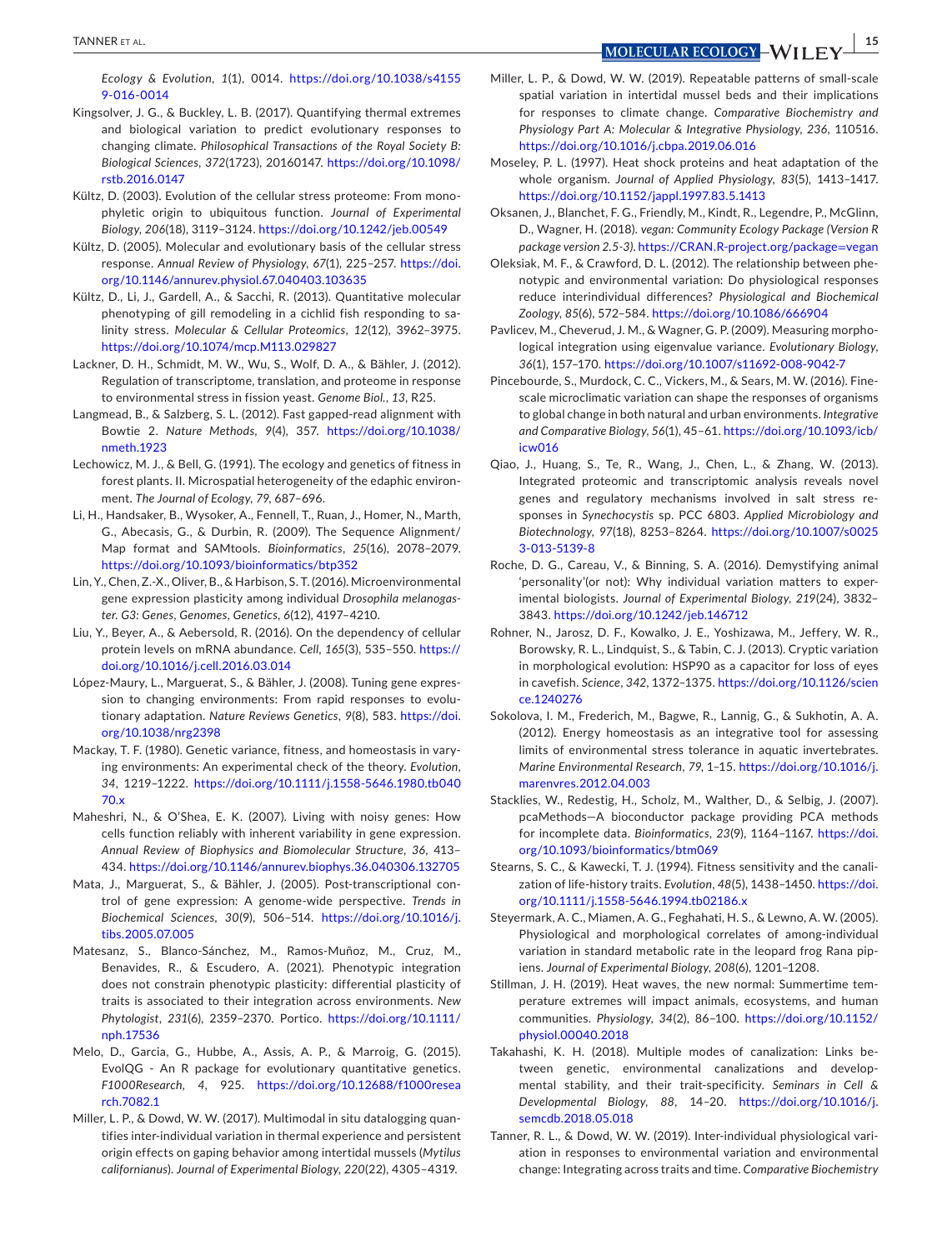*Ecology & Evolution*, *1*(1), 0014. https://doi.org/10.1038/s41559-016-0014

Kingsolver, J. G., & Buckley, L. B. (2017). Quantifying thermal extremes and biological variation to predict evolutionary responses to changing climate. *Philosophical Transactions of the Royal Society B: Biological Sciences*, *372*(1723), 20160147. https://doi.org/10.1098/rstb.2016.0147

Kültz, D. (2003). Evolution of the cellular stress proteome: From monophyletic origin to ubiquitous function. *Journal of Experimental Biology*, *206*(18), 3119–3124. https://doi.org/10.1242/jeb.00549

Kültz, D. (2005). Molecular and evolutionary basis of the cellular stress response. *Annual Review of Physiology*, *67*(1), 225–257. https://doi.org/10.1146/annurev.physiol.67.040403.103635

Kültz, D., Li, J., Gardell, A., & Sacchi, R. (2013). Quantitative molecular phenotyping of gill remodeling in a cichlid fish responding to salinity stress. *Molecular & Cellular Proteomics*, *12*(12), 3962–3975. https://doi.org/10.1074/mcp.M113.029827

Lackner, D. H., Schmidt, M. W., Wu, S., Wolf, D. A., & Bähler, J. (2012). Regulation of transcriptome, translation, and proteome in response to environmental stress in fission yeast. *Genome Biol.*, *13*, R25.

Langmead, B., & Salzberg, S. L. (2012). Fast gapped-read alignment with Bowtie 2. *Nature Methods*, *9*(4), 357. https://doi.org/10.1038/nmeth.1923

Lechowicz, M. J., & Bell, G. (1991). The ecology and genetics of fitness in forest plants. II. Microspatial heterogeneity of the edaphic environment. *The Journal of Ecology*, *79*, 687–696.

Li, H., Handsaker, B., Wysoker, A., Fennell, T., Ruan, J., Homer, N., Marth, G., Abecasis, G., & Durbin, R. (2009). The Sequence Alignment/Map format and SAMtools. *Bioinformatics*, *25*(16), 2078–2079. https://doi.org/10.1093/bioinformatics/btp352

Lin, Y., Chen, Z.-X., Oliver, B., & Harbison, S. T. (2016). Microenvironmental gene expression plasticity among individual *Drosophila melanogaster*. *G3: Genes, Genomes, Genetics*, *6*(12), 4197–4210.

Liu, Y., Beyer, A., & Aebersold, R. (2016). On the dependency of cellular protein levels on mRNA abundance. *Cell*, *165*(3), 535–550. https://doi.org/10.1016/j.cell.2016.03.014

López-Maury, L., Marguerat, S., & Bähler, J. (2008). Tuning gene expression to changing environments: From rapid responses to evolutionary adaptation. *Nature Reviews Genetics*, *9*(8), 583. https://doi.org/10.1038/nrg2398

Mackay, T. F. (1980). Genetic variance, fitness, and homeostasis in varying environments: An experimental check of the theory. *Evolution*, *34*, 1219–1222. https://doi.org/10.1111/j.1558-5646.1980.tb04070.x

Maheshri, N., & O'Shea, E. K. (2007). Living with noisy genes: How cells function reliably with inherent variability in gene expression. *Annual Review of Biophysics and Biomolecular Structure*, *36*, 413–434. https://doi.org/10.1146/annurev.biophys.36.040306.132705

Mata, J., Marguerat, S., & Bähler, J. (2005). Post-transcriptional control of gene expression: A genome-wide perspective. *Trends in Biochemical Sciences*, *30*(9), 506–514. https://doi.org/10.1016/j.tibs.2005.07.005

Matesanz, S., Blanco-Sánchez, M., Ramos-Muñoz, M., Cruz, M., Benavides, R., & Escudero, A. (2021). Phenotypic integration does not constrain phenotypic plasticity: differential plasticity of traits is associated to their integration across environments. *New Phytologist*, *231*(6), 2359–2370. Portico. https://doi.org/10.1111/nph.17536

Melo, D., Garcia, G., Hubbe, A., Assis, A. P., & Marroig, G. (2015). EvolQG - An R package for evolutionary quantitative genetics. *F1000Research*, *4*, 925. https://doi.org/10.12688/f1000research.7082.1

Miller, L. P., & Dowd, W. W. (2017). Multimodal in situ datalogging quantifies inter-individual variation in thermal experience and persistent origin effects on gaping behavior among intertidal mussels (*Mytilus californianus*). *Journal of Experimental Biology*, *220*(22), 4305–4319.

Miller, L. P., & Dowd, W. W. (2019). Repeatable patterns of small-scale spatial variation in intertidal mussel beds and their implications for responses to climate change. *Comparative Biochemistry and Physiology Part A: Molecular & Integrative Physiology*, *236*, 110516. https://doi.org/10.1016/j.cbpa.2019.06.016

Moseley, P. L. (1997). Heat shock proteins and heat adaptation of the whole organism. *Journal of Applied Physiology*, *83*(5), 1413–1417. https://doi.org/10.1152/jappl.1997.83.5.1413

Oksanen, J., Blanchet, F. G., Friendly, M., Kindt, R., Legendre, P., McGlinn, D., Wagner, H. (2018). *vegan: Community Ecology Package (Version R package version 2.5-3)*. https://CRAN.R-project.org/package=vegan

Oleksiak, M. F., & Crawford, D. L. (2012). The relationship between phenotypic and environmental variation: Do physiological responses reduce interindividual differences? *Physiological and Biochemical Zoology*, *85*(6), 572–584. https://doi.org/10.1086/666904

Pavlicev, M., Cheverud, J. M., & Wagner, G. P. (2009). Measuring morphological integration using eigenvalue variance. *Evolutionary Biology*, *36*(1), 157–170. https://doi.org/10.1007/s11692-008-9042-7

Pincebourde, S., Murdock, C. C., Vickers, M., & Sears, M. W. (2016). Fine-scale microclimatic variation can shape the responses of organisms to global change in both natural and urban environments. *Integrative and Comparative Biology*, *56*(1), 45–61. https://doi.org/10.1093/icb/icw016

Qiao, J., Huang, S., Te, R., Wang, J., Chen, L., & Zhang, W. (2013). Integrated proteomic and transcriptomic analysis reveals novel genes and regulatory mechanisms involved in salt stress responses in *Synechocystis* sp. PCC 6803. *Applied Microbiology and Biotechnology*, *97*(18), 8253–8264. https://doi.org/10.1007/s00253-013-5139-8

Roche, D. G., Careau, V., & Binning, S. A. (2016). Demystifying animal 'personality'(or not): Why individual variation matters to experimental biologists. *Journal of Experimental Biology*, *219*(24), 3832–3843. https://doi.org/10.1242/jeb.146712

Rohner, N., Jarosz, D. F., Kowalko, J. E., Yoshizawa, M., Jeffery, W. R., Borowsky, R. L., Lindquist, S., & Tabin, C. J. (2013). Cryptic variation in morphological evolution: HSP90 as a capacitor for loss of eyes in cavefish. *Science*, *342*, 1372–1375. https://doi.org/10.1126/science.1240276

Sokolova, I. M., Frederich, M., Bagwe, R., Lannig, G., & Sukhotin, A. A. (2012). Energy homeostasis as an integrative tool for assessing limits of environmental stress tolerance in aquatic invertebrates. *Marine Environmental Research*, *79*, 1–15. https://doi.org/10.1016/j.marenvres.2012.04.003

Stacklies, W., Redestig, H., Scholz, M., Walther, D., & Selbig, J. (2007). pcaMethods—A bioconductor package providing PCA methods for incomplete data. *Bioinformatics*, *23*(9), 1164–1167. https://doi.org/10.1093/bioinformatics/btm069

Stearns, S. C., & Kawecki, T. J. (1994). Fitness sensitivity and the canalization of life-history traits. *Evolution*, *48*(5), 1438–1450. https://doi.org/10.1111/j.1558-5646.1994.tb02186.x

Steyermark, A. C., Miamen, A. G., Feghahati, H. S., & Lewno, A. W. (2005). Physiological and morphological correlates of among-individual variation in standard metabolic rate in the leopard frog Rana pipiens. *Journal of Experimental Biology*, *208*(6), 1201–1208.

Stillman, J. H. (2019). Heat waves, the new normal: Summertime temperature extremes will impact animals, ecosystems, and human communities. *Physiology*, *34*(2), 86–100. https://doi.org/10.1152/physiol.00040.2018

Takahashi, K. H. (2018). Multiple modes of canalization: Links between genetic, environmental canalizations and developmental stability, and their trait-specificity. *Seminars in Cell & Developmental Biology*, *88*, 14–20. https://doi.org/10.1016/j.semcdb.2018.05.018

Tanner, R. L., & Dowd, W. W. (2019). Inter-individual physiological variation in responses to environmental variation and environmental change: Integrating across traits and time. *Comparative Biochemistry*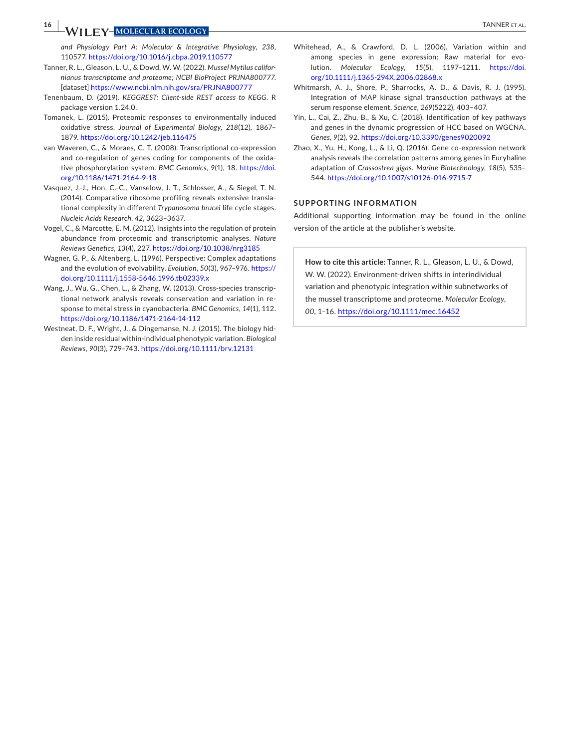*and Physiology Part A: Molecular & Integrative Physiology*, *238*, 110577. https://doi.org/10.1016/j.cbpa.2019.110577

Tanner, R. L., Gleason, L. U., & Dowd, W. W. (2022). *Mussel Mytilus californianus transcriptome and proteome; NCBI BioProject PRJNA800777*. [dataset] https://www.ncbi.nlm.nih.gov/sra/PRJNA800777

Tenenbaum, D. (2019). *KEGGREST: Client-side REST access to KEGG*. R package version 1.24.0.

Tomanek, L. (2015). Proteomic responses to environmentally induced oxidative stress. *Journal of Experimental Biology*, *218*(12), 1867–1879. https://doi.org/10.1242/jeb.116475

van Waveren, C., & Moraes, C. T. (2008). Transcriptional co-expression and co-regulation of genes coding for components of the oxidative phosphorylation system. *BMC Genomics*, *9*(1), 18. https://doi.org/10.1186/1471-2164-9-18

Vasquez, J.-J., Hon, C.-C., Vanselow, J. T., Schlosser, A., & Siegel, T. N. (2014). Comparative ribosome profiling reveals extensive translational complexity in different *Trypanosoma brucei* life cycle stages. *Nucleic Acids Research*, *42*, 3623–3637.

Vogel, C., & Marcotte, E. M. (2012). Insights into the regulation of protein abundance from proteomic and transcriptomic analyses. *Nature Reviews Genetics*, *13*(4), 227. https://doi.org/10.1038/nrg3185

Wagner, G. P., & Altenberg, L. (1996). Perspective: Complex adaptations and the evolution of evolvability. *Evolution*, *50*(3), 967–976. https://doi.org/10.1111/j.1558-5646.1996.tb02339.x

Wang, J., Wu, G., Chen, L., & Zhang, W. (2013). Cross-species transcriptional network analysis reveals conservation and variation in response to metal stress in cyanobacteria. *BMC Genomics*, *14*(1), 112. https://doi.org/10.1186/1471-2164-14-112

Westneat, D. F., Wright, J., & Dingemanse, N. J. (2015). The biology hidden inside residual within-individual phenotypic variation. *Biological Reviews*, *90*(3), 729–743. https://doi.org/10.1111/brv.12131

Whitehead, A., & Crawford, D. L. (2006). Variation within and among species in gene expression: Raw material for evolution. *Molecular Ecology*, *15*(5), 1197–1211. https://doi.org/10.1111/j.1365-294X.2006.02868.x

Whitmarsh, A. J., Shore, P., Sharrocks, A. D., & Davis, R. J. (1995). Integration of MAP kinase signal transduction pathways at the serum response element. *Science*, *269*(5222), 403–407.

Yin, L., Cai, Z., Zhu, B., & Xu, C. (2018). Identification of key pathways and genes in the dynamic progression of HCC based on WGCNA. *Genes*, *9*(2), 92. https://doi.org/10.3390/genes9020092

Zhao, X., Yu, H., Kong, L., & Li, Q. (2016). Gene co-expression network analysis reveals the correlation patterns among genes in Euryhaline adaptation of *Crassostrea gigas*. *Marine Biotechnology*, *18*(5), 535–544. https://doi.org/10.1007/s10126-016-9715-7

## SUPPORTING INFORMATION

Additional supporting information may be found in the online version of the article at the publisher's website.

**How to cite this article:** Tanner, R. L., Gleason, L. U., & Dowd, W. W. (2022). Environment-driven shifts in interindividual variation and phenotypic integration within subnetworks of the mussel transcriptome and proteome. *Molecular Ecology*, *00*, 1–16. https://doi.org/10.1111/mec.16452